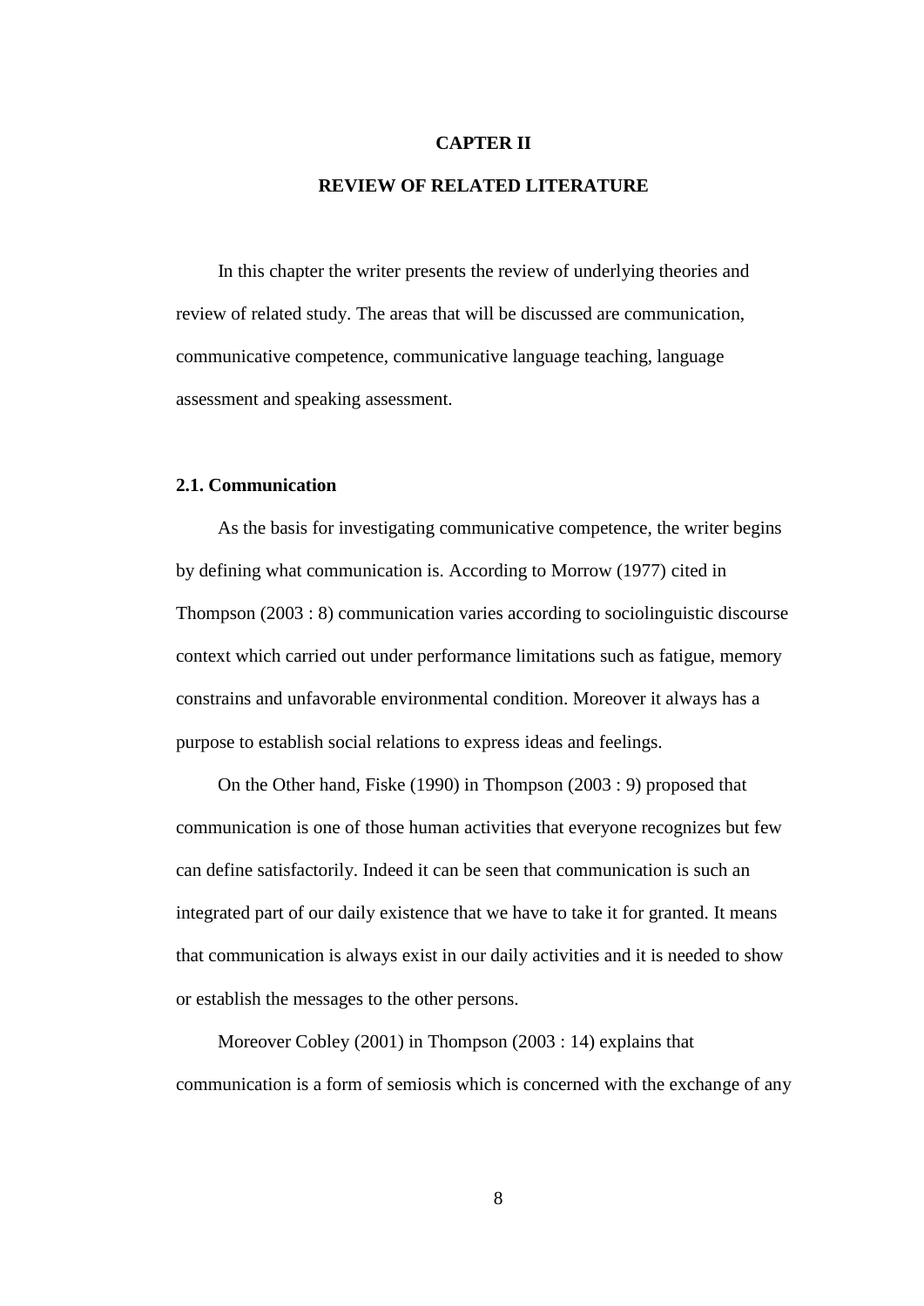# CAPTER II

# REVIEW OF RELATED LITERATURE

In this chapter the writer presents the review of underlying theories and review of related study. The areas that will be discussed are communication, communicative competence, communicative language teaching, language assessment and speaking assessment.

## 2.1. Communication

As the basis for investigating communicative competence, the writer begins by defining what communication is. According to Morrow (1977) cited in Thompson (2003 : 8) communication varies according to sociolinguistic discourse context which carried out under performance limitations such as fatigue, memory constrains and unfavorable environmental condition. Moreover it always has a purpose to establish social relations to express ideas and feelings.

On the Other hand, Fiske (1990) in Thompson (2003 : 9) proposed that communication is one of those human activities that everyone recognizes but few can define satisfactorily. Indeed it can be seen that communication is such an integrated part of our daily existence that we have to take it for granted. It means that communication is always exist in our daily activities and it is needed to show or establish the messages to the other persons.

Moreover Cobley (2001) in Thompson (2003 : 14) explains that communication is a form of semiosis which is concerned with the exchange of any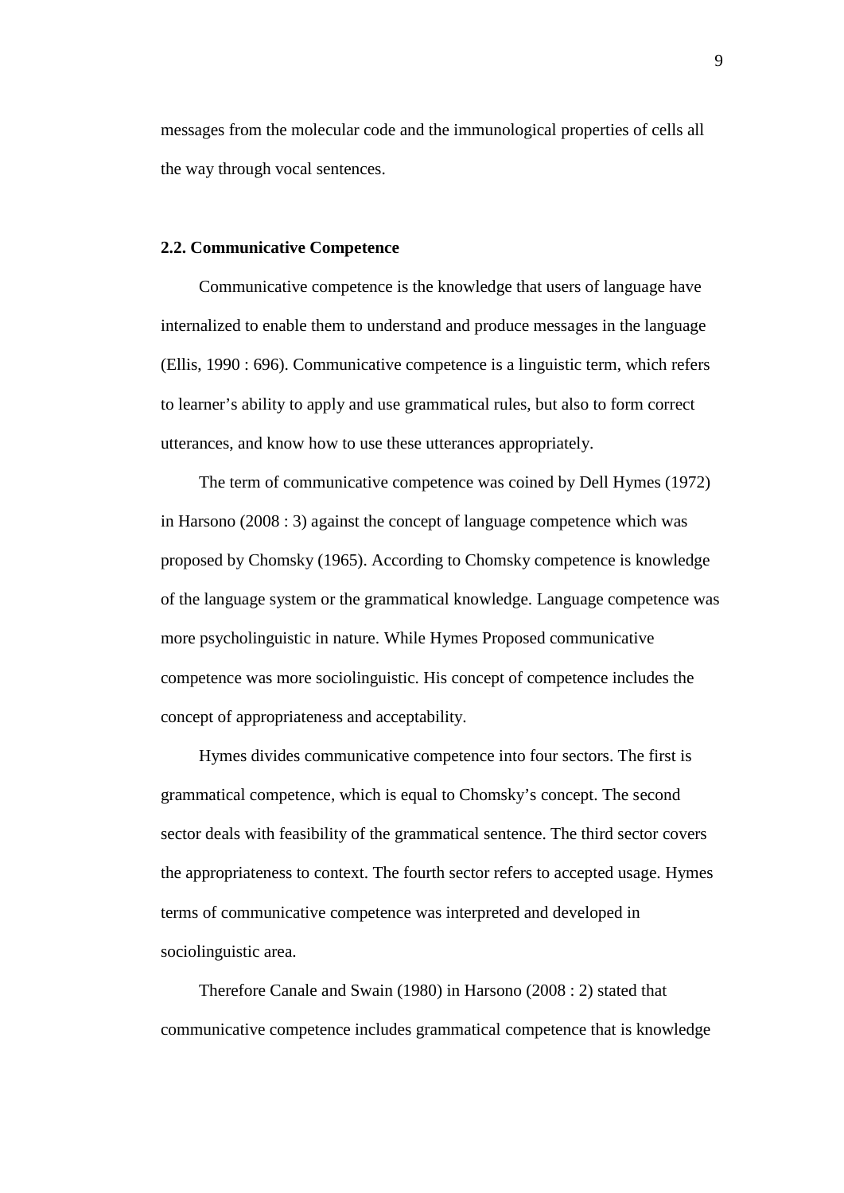messages from the molecular code and the immunological properties of cells all the way through vocal sentences.

### 2.2. Communicative Competence

Communicative competence is the knowledge that users of language have internalized to enable them to understand and produce messages in the language (Ellis, 1990 : 696). Communicative competence is a linguistic term, which refers to learner's ability to apply and use grammatical rules, but also to form correct utterances, and know how to use these utterances appropriately.

The term of communicative competence was coined by Dell Hymes (1972) in Harsono (2008 : 3) against the concept of language competence which was proposed by Chomsky (1965). According to Chomsky competence is knowledge of the language system or the grammatical knowledge. Language competence was more psycholinguistic in nature. While Hymes Proposed communicative competence was more sociolinguistic. His concept of competence includes the concept of appropriateness and acceptability.

Hymes divides communicative competence into four sectors. The first is grammatical competence, which is equal to Chomsky's concept. The second sector deals with feasibility of the grammatical sentence. The third sector covers the appropriateness to context. The fourth sector refers to accepted usage. Hymes terms of communicative competence was interpreted and developed in sociolinguistic area.

Therefore Canale and Swain (1980) in Harsono (2008 : 2) stated that communicative competence includes grammatical competence that is knowledge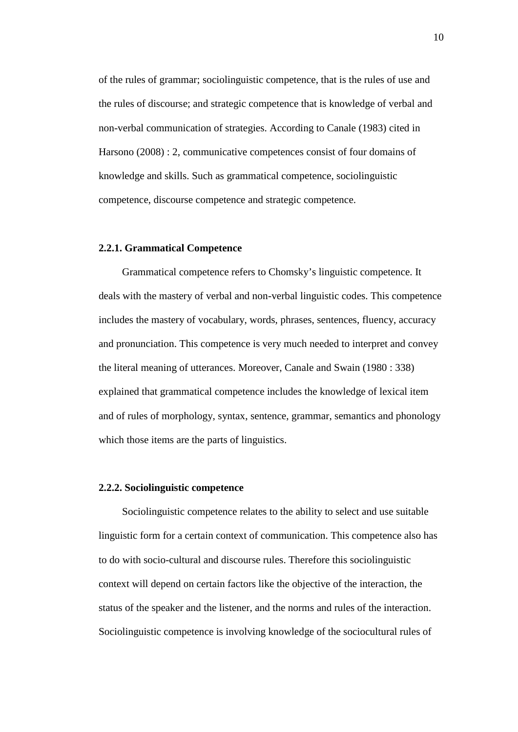of the rules of grammar; sociolinguistic competence, that is the rules of use and the rules of discourse; and strategic competence that is knowledge of verbal and non-verbal communication of strategies. According to Canale (1983) cited in Harsono (2008) : 2, communicative competences consist of four domains of knowledge and skills. Such as grammatical competence, sociolinguistic competence, discourse competence and strategic competence.

### 2.2.1. Grammatical Competence

Grammatical competence refers to Chomsky's linguistic competence. It deals with the mastery of verbal and non-verbal linguistic codes. This competence includes the mastery of vocabulary, words, phrases, sentences, fluency, accuracy and pronunciation. This competence is very much needed to interpret and convey the literal meaning of utterances. Moreover, Canale and Swain (1980 : 338) explained that grammatical competence includes the knowledge of lexical item and of rules of morphology, syntax, sentence, grammar, semantics and phonology which those items are the parts of linguistics.

### 2.2.2. Sociolinguistic competence

Sociolinguistic competence relates to the ability to select and use suitable linguistic form for a certain context of communication. This competence also has to do with socio-cultural and discourse rules. Therefore this sociolinguistic context will depend on certain factors like the objective of the interaction, the status of the speaker and the listener, and the norms and rules of the interaction. Sociolinguistic competence is involving knowledge of the sociocultural rules of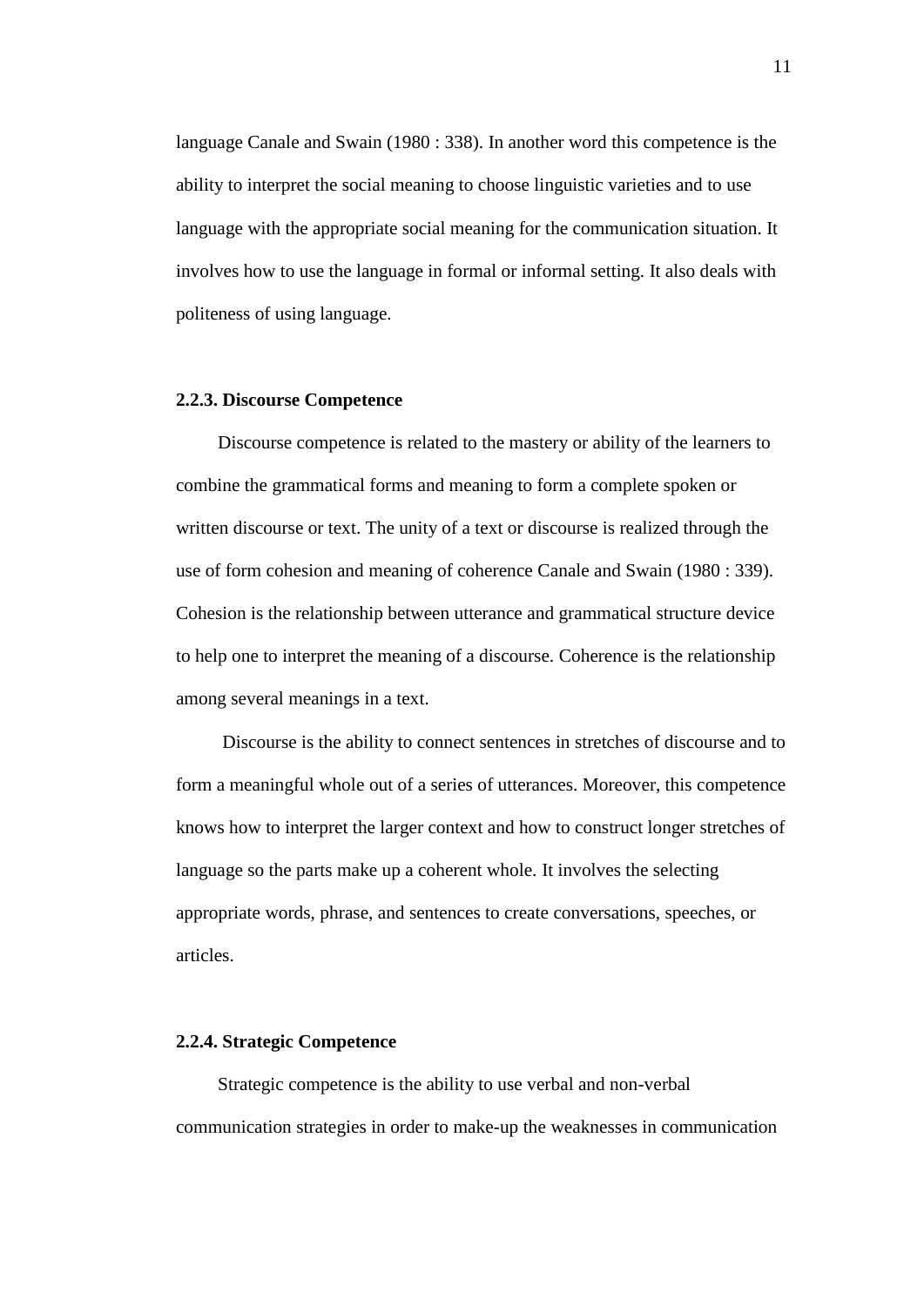language Canale and Swain (1980 : 338). In another word this competence is the ability to interpret the social meaning to choose linguistic varieties and to use language with the appropriate social meaning for the communication situation. It involves how to use the language in formal or informal setting. It also deals with politeness of using language.

### 2.2.3. Discourse Competence

Discourse competence is related to the mastery or ability of the learners to combine the grammatical forms and meaning to form a complete spoken or written discourse or text. The unity of a text or discourse is realized through the use of form cohesion and meaning of coherence Canale and Swain (1980 : 339). Cohesion is the relationship between utterance and grammatical structure device to help one to interpret the meaning of a discourse. Coherence is the relationship among several meanings in a text.

Discourse is the ability to connect sentences in stretches of discourse and to form a meaningful whole out of a series of utterances. Moreover, this competence knows how to interpret the larger context and how to construct longer stretches of language so the parts make up a coherent whole. It involves the selecting appropriate words, phrase, and sentences to create conversations, speeches, or articles.

### 2.2.4. Strategic Competence

Strategic competence is the ability to use verbal and non-verbal communication strategies in order to make-up the weaknesses in communication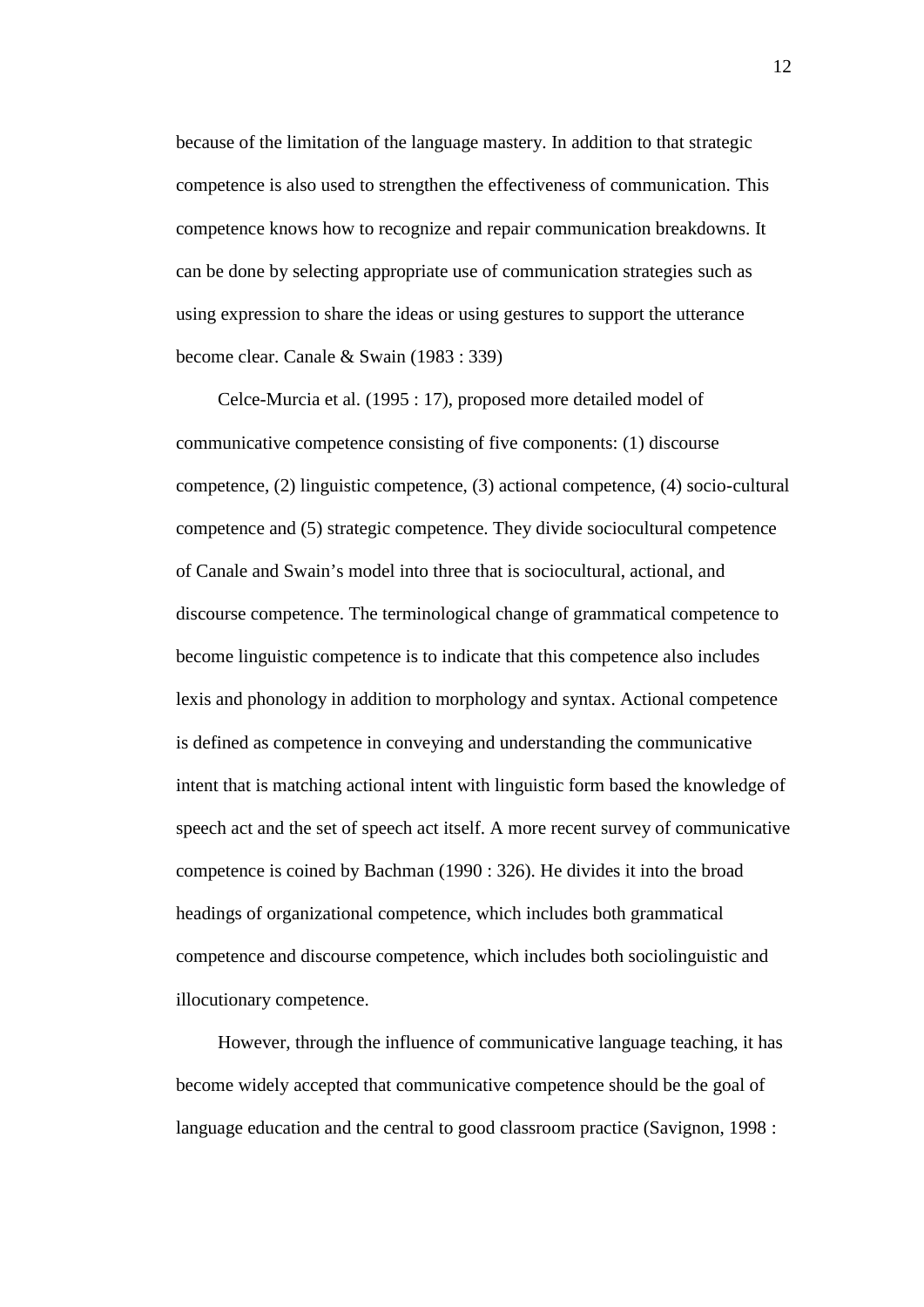because of the limitation of the language mastery. In addition to that strategic competence is also used to strengthen the effectiveness of communication. This competence knows how to recognize and repair communication breakdowns. It can be done by selecting appropriate use of communication strategies such as using expression to share the ideas or using gestures to support the utterance become clear. Canale & Swain (1983 : 339)

Celce-Murcia et al. (1995 : 17), proposed more detailed model of communicative competence consisting of five components: (1) discourse competence, (2) linguistic competence, (3) actional competence, (4) socio-cultural competence and (5) strategic competence. They divide sociocultural competence of Canale and Swain's model into three that is sociocultural, actional, and discourse competence. The terminological change of grammatical competence to become linguistic competence is to indicate that this competence also includes lexis and phonology in addition to morphology and syntax. Actional competence is defined as competence in conveying and understanding the communicative intent that is matching actional intent with linguistic form based the knowledge of speech act and the set of speech act itself. A more recent survey of communicative competence is coined by Bachman (1990 : 326). He divides it into the broad headings of organizational competence, which includes both grammatical competence and discourse competence, which includes both sociolinguistic and illocutionary competence.

However, through the influence of communicative language teaching, it has become widely accepted that communicative competence should be the goal of language education and the central to good classroom practice (Savignon, 1998 :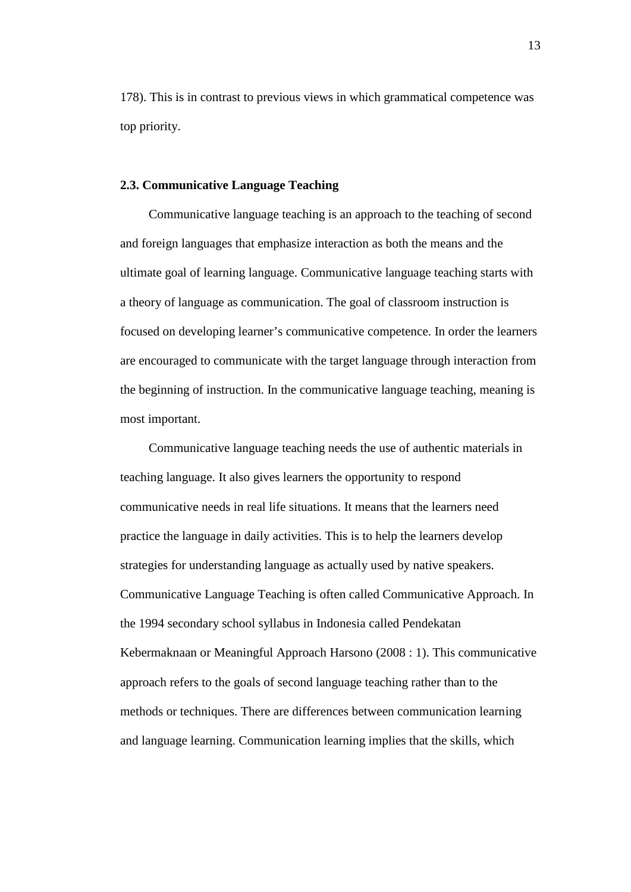178). This is in contrast to previous views in which grammatical competence was top priority.

### 2.3. Communicative Language Teaching

Communicative language teaching is an approach to the teaching of second and foreign languages that emphasize interaction as both the means and the ultimate goal of learning language. Communicative language teaching starts with a theory of language as communication. The goal of classroom instruction is focused on developing learner's communicative competence. In order the learners are encouraged to communicate with the target language through interaction from the beginning of instruction. In the communicative language teaching, meaning is most important.

Communicative language teaching needs the use of authentic materials in teaching language. It also gives learners the opportunity to respond communicative needs in real life situations. It means that the learners need practice the language in daily activities. This is to help the learners develop strategies for understanding language as actually used by native speakers. Communicative Language Teaching is often called Communicative Approach. In the 1994 secondary school syllabus in Indonesia called Pendekatan Kebermaknaan or Meaningful Approach Harsono (2008 : 1). This communicative approach refers to the goals of second language teaching rather than to the methods or techniques. There are differences between communication learning and language learning. Communication learning implies that the skills, which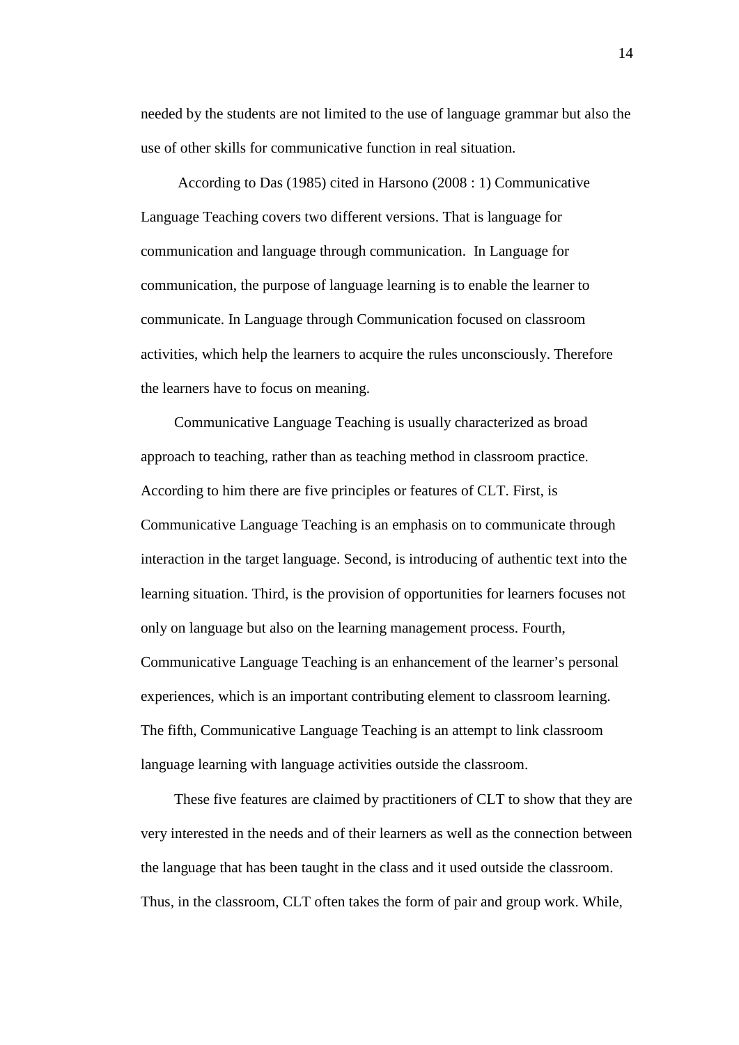needed by the students are not limited to the use of language grammar but also the use of other skills for communicative function in real situation.

According to Das (1985) cited in Harsono (2008 : 1) Communicative Language Teaching covers two different versions. That is language for communication and language through communication. In Language for communication, the purpose of language learning is to enable the learner to communicate. In Language through Communication focused on classroom activities, which help the learners to acquire the rules unconsciously. Therefore the learners have to focus on meaning.

Communicative Language Teaching is usually characterized as broad approach to teaching, rather than as teaching method in classroom practice. According to him there are five principles or features of CLT. First, is Communicative Language Teaching is an emphasis on to communicate through interaction in the target language. Second, is introducing of authentic text into the learning situation. Third, is the provision of opportunities for learners focuses not only on language but also on the learning management process. Fourth, Communicative Language Teaching is an enhancement of the learner's personal experiences, which is an important contributing element to classroom learning. The fifth, Communicative Language Teaching is an attempt to link classroom language learning with language activities outside the classroom.

These five features are claimed by practitioners of CLT to show that they are very interested in the needs and of their learners as well as the connection between the language that has been taught in the class and it used outside the classroom. Thus, in the classroom, CLT often takes the form of pair and group work. While,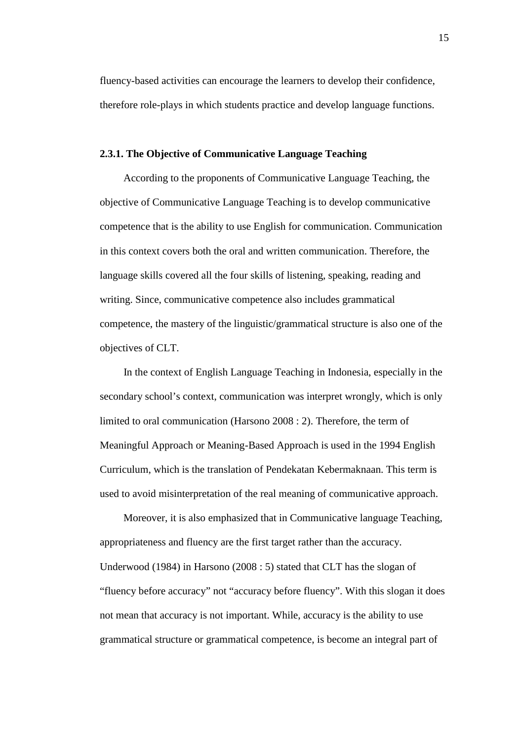fluency-based activities can encourage the learners to develop their confidence, therefore role-plays in which students practice and develop language functions.

### 2.3.1. The Objective of Communicative Language Teaching

According to the proponents of Communicative Language Teaching, the objective of Communicative Language Teaching is to develop communicative competence that is the ability to use English for communication. Communication in this context covers both the oral and written communication. Therefore, the language skills covered all the four skills of listening, speaking, reading and writing. Since, communicative competence also includes grammatical competence, the mastery of the linguistic/grammatical structure is also one of the objectives of CLT.

In the context of English Language Teaching in Indonesia, especially in the secondary school's context, communication was interpret wrongly, which is only limited to oral communication (Harsono 2008 : 2). Therefore, the term of Meaningful Approach or Meaning-Based Approach is used in the 1994 English Curriculum, which is the translation of Pendekatan Kebermaknaan. This term is used to avoid misinterpretation of the real meaning of communicative approach.

Moreover, it is also emphasized that in Communicative language Teaching, appropriateness and fluency are the first target rather than the accuracy. Underwood (1984) in Harsono (2008 : 5) stated that CLT has the slogan of "fluency before accuracy" not "accuracy before fluency". With this slogan it does not mean that accuracy is not important. While, accuracy is the ability to use grammatical structure or grammatical competence, is become an integral part of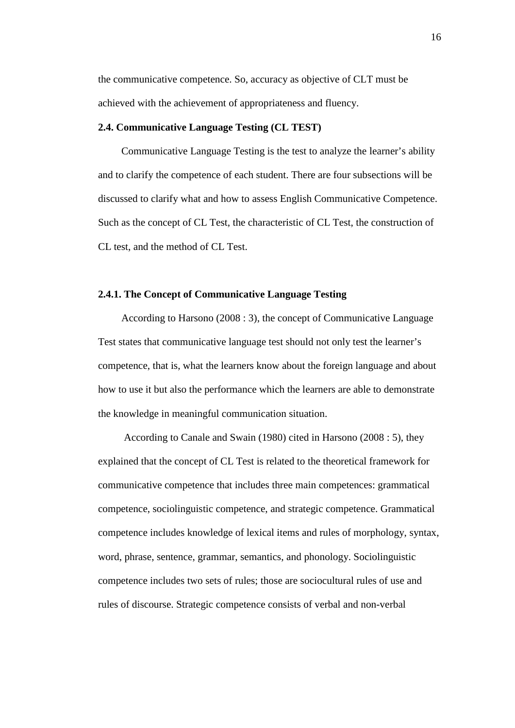the communicative competence. So, accuracy as objective of CLT must be achieved with the achievement of appropriateness and fluency.

### 2.4. Communicative Language Testing (CL TEST)

Communicative Language Testing is the test to analyze the learner's ability and to clarify the competence of each student. There are four subsections will be discussed to clarify what and how to assess English Communicative Competence. Such as the concept of CL Test, the characteristic of CL Test, the construction of CL test, and the method of CL Test.

#### 2.4.1. The Concept of Communicative Language Testing

According to Harsono (2008 : 3), the concept of Communicative Language Test states that communicative language test should not only test the learner's competence, that is, what the learners know about the foreign language and about how to use it but also the performance which the learners are able to demonstrate the knowledge in meaningful communication situation.

According to Canale and Swain (1980) cited in Harsono (2008 : 5), they explained that the concept of CL Test is related to the theoretical framework for communicative competence that includes three main competences: grammatical competence, sociolinguistic competence, and strategic competence. Grammatical competence includes knowledge of lexical items and rules of morphology, syntax, word, phrase, sentence, grammar, semantics, and phonology. Sociolinguistic competence includes two sets of rules; those are sociocultural rules of use and rules of discourse. Strategic competence consists of verbal and non-verbal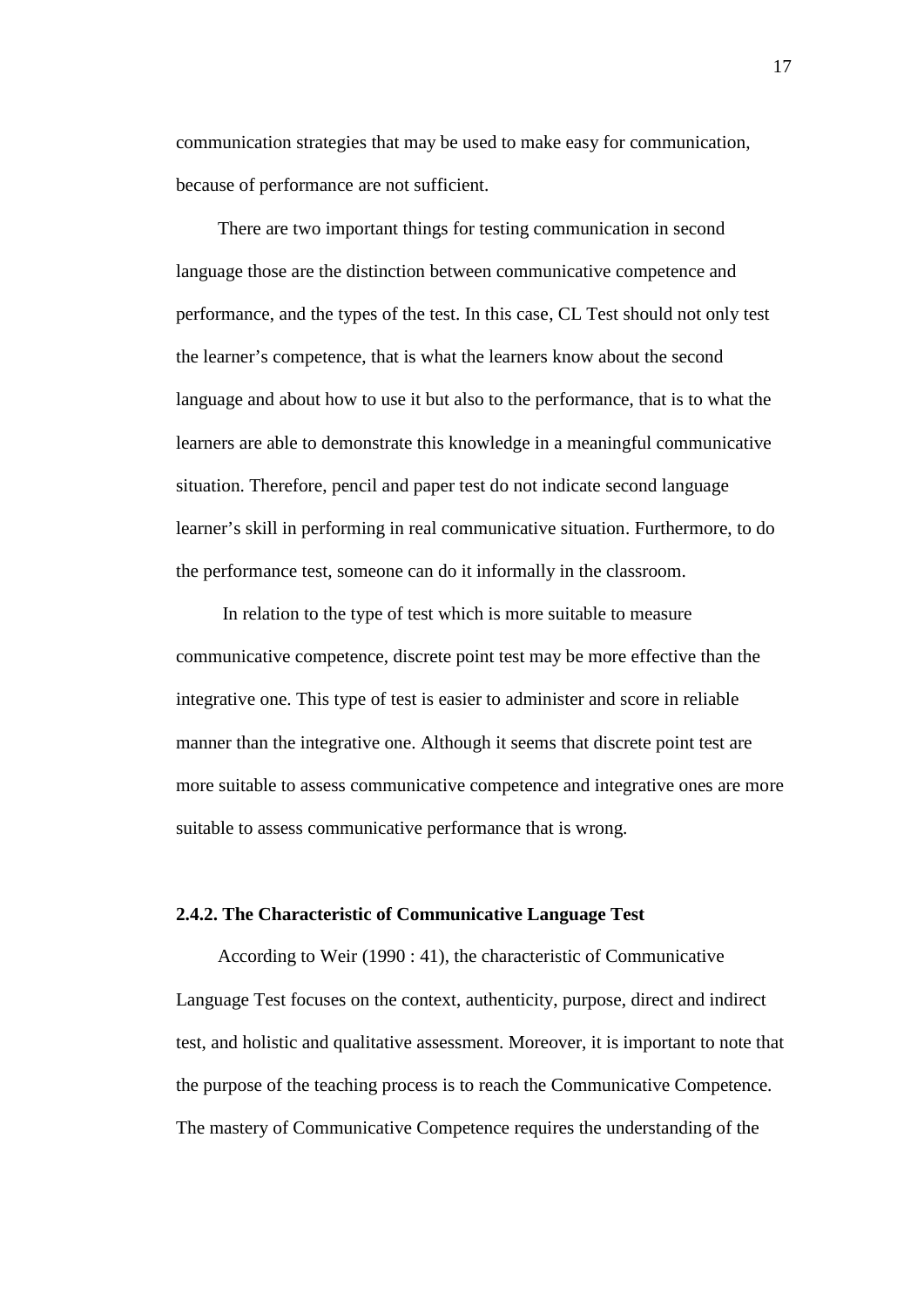communication strategies that may be used to make easy for communication, because of performance are not sufficient.

There are two important things for testing communication in second language those are the distinction between communicative competence and performance, and the types of the test. In this case, CL Test should not only test the learner's competence, that is what the learners know about the second language and about how to use it but also to the performance, that is to what the learners are able to demonstrate this knowledge in a meaningful communicative situation. Therefore, pencil and paper test do not indicate second language learner's skill in performing in real communicative situation. Furthermore, to do the performance test, someone can do it informally in the classroom.

In relation to the type of test which is more suitable to measure communicative competence, discrete point test may be more effective than the integrative one. This type of test is easier to administer and score in reliable manner than the integrative one. Although it seems that discrete point test are more suitable to assess communicative competence and integrative ones are more suitable to assess communicative performance that is wrong.

### 2.4.2. The Characteristic of Communicative Language Test

According to Weir (1990 : 41), the characteristic of Communicative Language Test focuses on the context, authenticity, purpose, direct and indirect test, and holistic and qualitative assessment. Moreover, it is important to note that the purpose of the teaching process is to reach the Communicative Competence. The mastery of Communicative Competence requires the understanding of the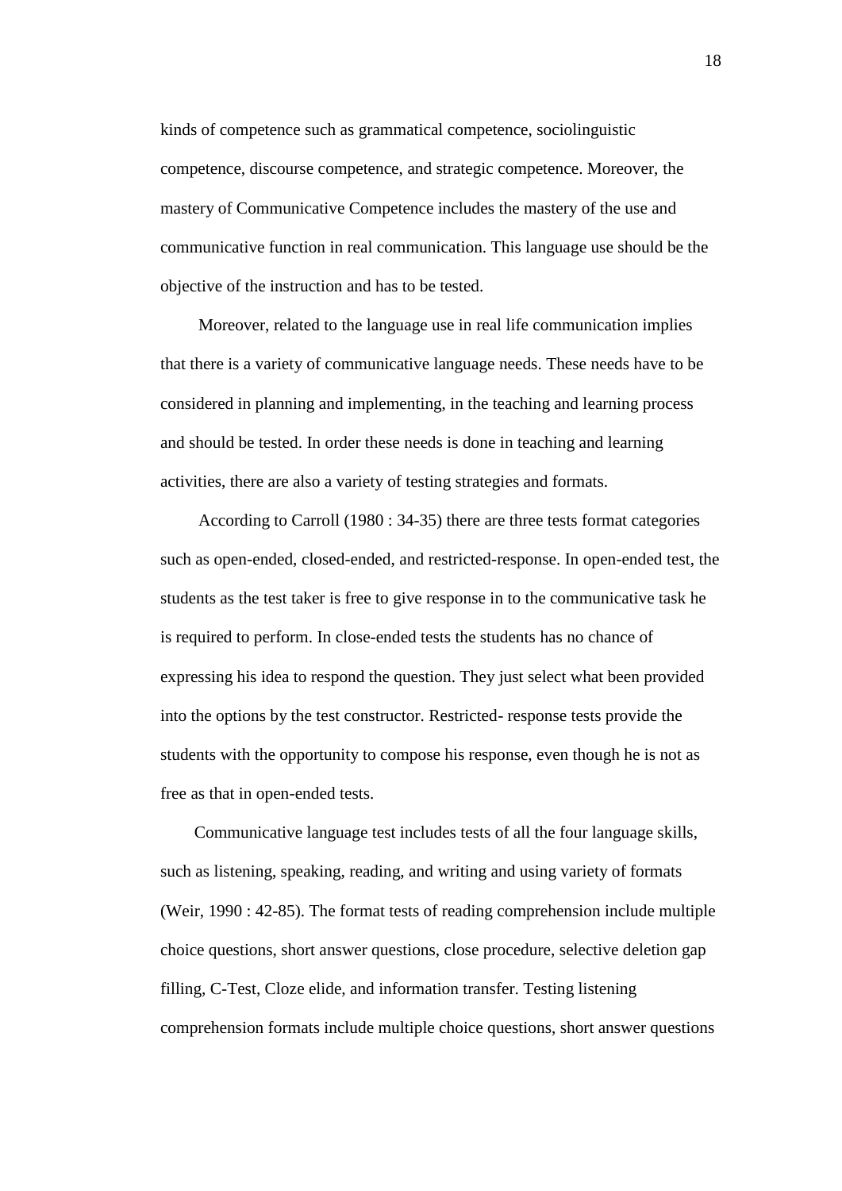kinds of competence such as grammatical competence, sociolinguistic competence, discourse competence, and strategic competence. Moreover, the mastery of Communicative Competence includes the mastery of the use and communicative function in real communication. This language use should be the objective of the instruction and has to be tested.

Moreover, related to the language use in real life communication implies that there is a variety of communicative language needs. These needs have to be considered in planning and implementing, in the teaching and learning process and should be tested. In order these needs is done in teaching and learning activities, there are also a variety of testing strategies and formats.

According to Carroll (1980 : 34-35) there are three tests format categories such as open-ended, closed-ended, and restricted-response. In open-ended test, the students as the test taker is free to give response in to the communicative task he is required to perform. In close-ended tests the students has no chance of expressing his idea to respond the question. They just select what been provided into the options by the test constructor. Restricted- response tests provide the students with the opportunity to compose his response, even though he is not as free as that in open-ended tests.

Communicative language test includes tests of all the four language skills, such as listening, speaking, reading, and writing and using variety of formats (Weir, 1990 : 42-85). The format tests of reading comprehension include multiple choice questions, short answer questions, close procedure, selective deletion gap filling, C-Test, Cloze elide, and information transfer. Testing listening comprehension formats include multiple choice questions, short answer questions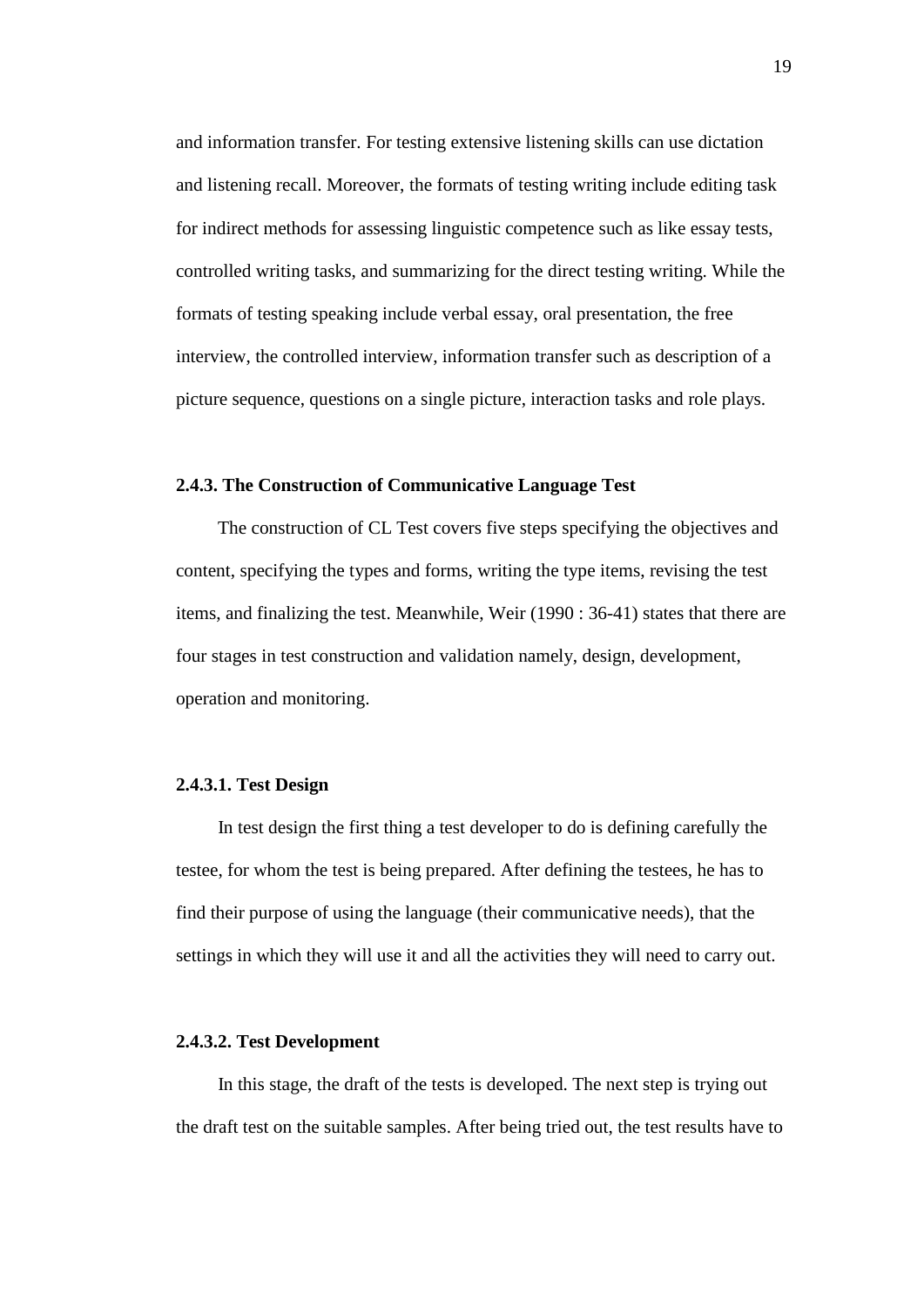and information transfer. For testing extensive listening skills can use dictation and listening recall. Moreover, the formats of testing writing include editing task for indirect methods for assessing linguistic competence such as like essay tests, controlled writing tasks, and summarizing for the direct testing writing. While the formats of testing speaking include verbal essay, oral presentation, the free interview, the controlled interview, information transfer such as description of a picture sequence, questions on a single picture, interaction tasks and role plays.

#### 2.4.3. The Construction of Communicative Language Test

The construction of CL Test covers five steps specifying the objectives and content, specifying the types and forms, writing the type items, revising the test items, and finalizing the test. Meanwhile, Weir (1990 : 36-41) states that there are four stages in test construction and validation namely, design, development, operation and monitoring.

##### 2.4.3.1. Test Design

In test design the first thing a test developer to do is defining carefully the testee, for whom the test is being prepared. After defining the testees, he has to find their purpose of using the language (their communicative needs), that the settings in which they will use it and all the activities they will need to carry out.

##### 2.4.3.2. Test Development

In this stage, the draft of the tests is developed. The next step is trying out the draft test on the suitable samples. After being tried out, the test results have to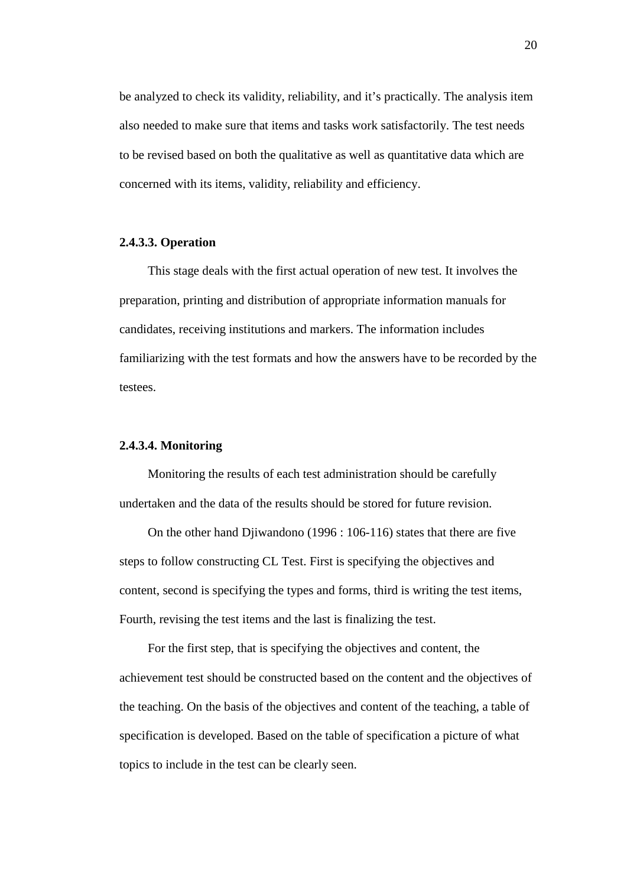be analyzed to check its validity, reliability, and it's practically. The analysis item also needed to make sure that items and tasks work satisfactorily. The test needs to be revised based on both the qualitative as well as quantitative data which are concerned with its items, validity, reliability and efficiency.

#### 2.4.3.3. Operation

This stage deals with the first actual operation of new test. It involves the preparation, printing and distribution of appropriate information manuals for candidates, receiving institutions and markers. The information includes familiarizing with the test formats and how the answers have to be recorded by the testees.

#### 2.4.3.4. Monitoring

Monitoring the results of each test administration should be carefully undertaken and the data of the results should be stored for future revision.

On the other hand Djiwandono (1996 : 106-116) states that there are five steps to follow constructing CL Test. First is specifying the objectives and content, second is specifying the types and forms, third is writing the test items, Fourth, revising the test items and the last is finalizing the test.

For the first step, that is specifying the objectives and content, the achievement test should be constructed based on the content and the objectives of the teaching. On the basis of the objectives and content of the teaching, a table of specification is developed. Based on the table of specification a picture of what topics to include in the test can be clearly seen.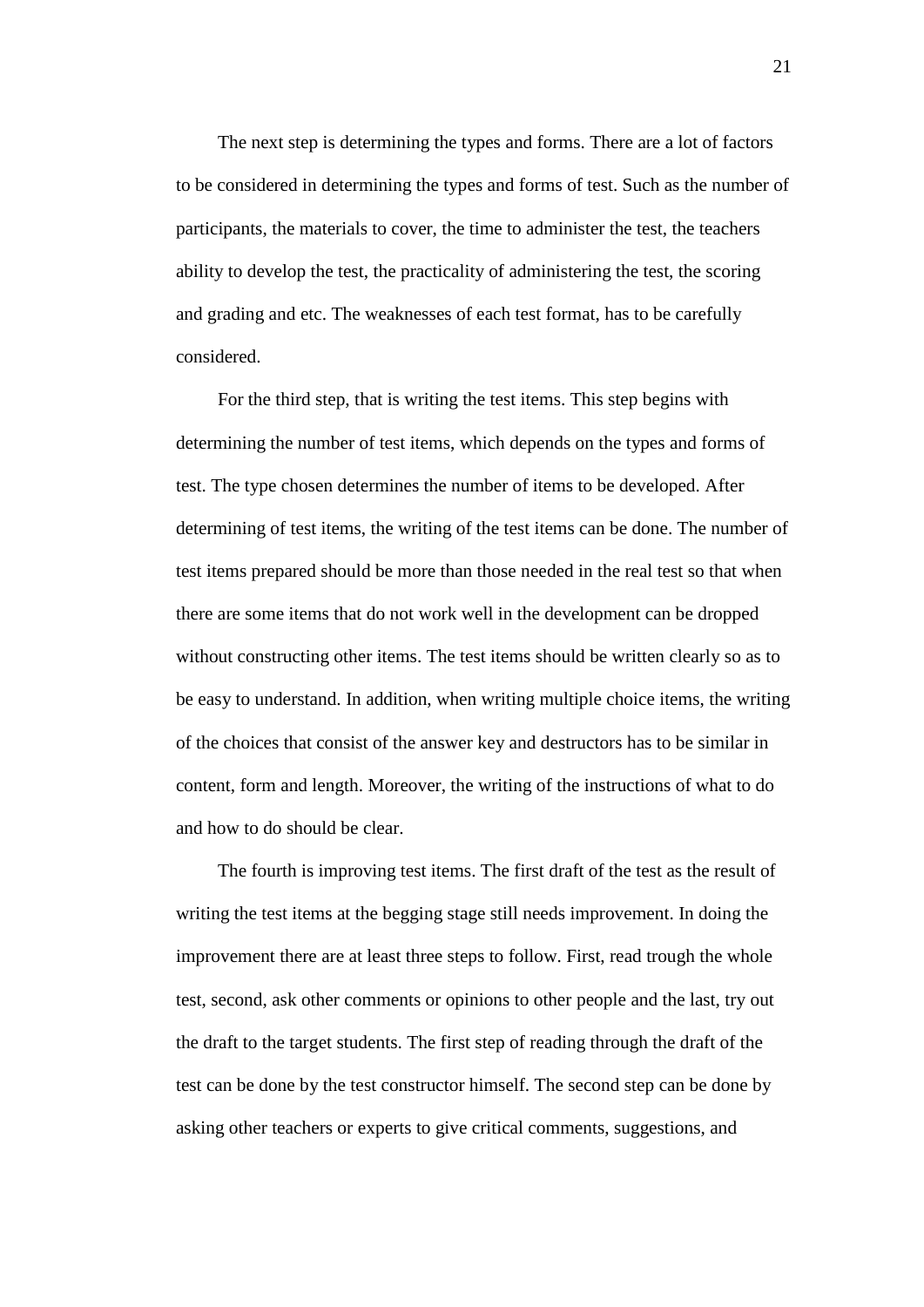The next step is determining the types and forms. There are a lot of factors to be considered in determining the types and forms of test. Such as the number of participants, the materials to cover, the time to administer the test, the teachers ability to develop the test, the practicality of administering the test, the scoring and grading and etc. The weaknesses of each test format, has to be carefully considered.

For the third step, that is writing the test items. This step begins with determining the number of test items, which depends on the types and forms of test. The type chosen determines the number of items to be developed. After determining of test items, the writing of the test items can be done. The number of test items prepared should be more than those needed in the real test so that when there are some items that do not work well in the development can be dropped without constructing other items. The test items should be written clearly so as to be easy to understand. In addition, when writing multiple choice items, the writing of the choices that consist of the answer key and destructors has to be similar in content, form and length. Moreover, the writing of the instructions of what to do and how to do should be clear.

The fourth is improving test items. The first draft of the test as the result of writing the test items at the begging stage still needs improvement. In doing the improvement there are at least three steps to follow. First, read trough the whole test, second, ask other comments or opinions to other people and the last, try out the draft to the target students. The first step of reading through the draft of the test can be done by the test constructor himself. The second step can be done by asking other teachers or experts to give critical comments, suggestions, and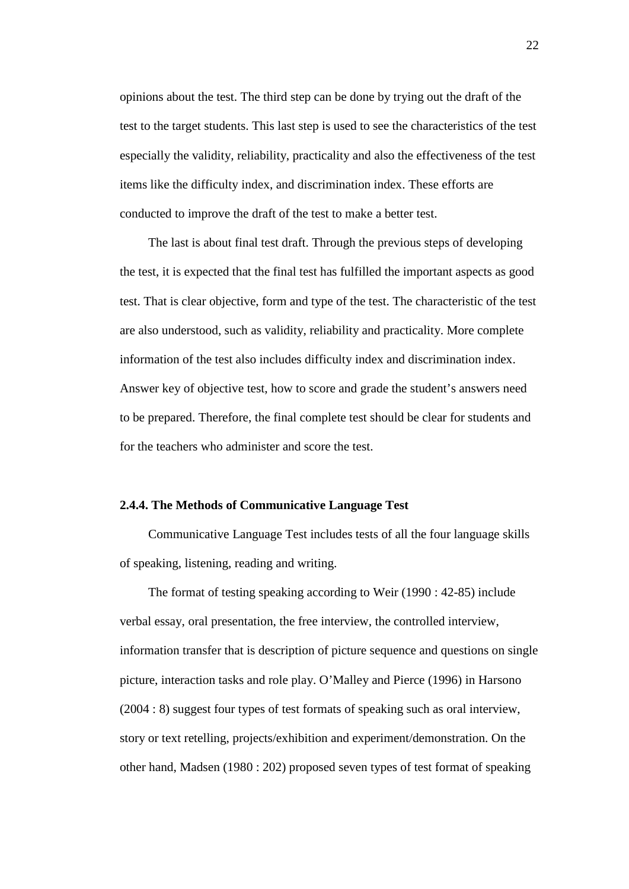opinions about the test. The third step can be done by trying out the draft of the test to the target students. This last step is used to see the characteristics of the test especially the validity, reliability, practicality and also the effectiveness of the test items like the difficulty index, and discrimination index. These efforts are conducted to improve the draft of the test to make a better test.

The last is about final test draft. Through the previous steps of developing the test, it is expected that the final test has fulfilled the important aspects as good test. That is clear objective, form and type of the test. The characteristic of the test are also understood, such as validity, reliability and practicality. More complete information of the test also includes difficulty index and discrimination index. Answer key of objective test, how to score and grade the student's answers need to be prepared. Therefore, the final complete test should be clear for students and for the teachers who administer and score the test.

### 2.4.4. The Methods of Communicative Language Test

Communicative Language Test includes tests of all the four language skills of speaking, listening, reading and writing.

The format of testing speaking according to Weir (1990 : 42-85) include verbal essay, oral presentation, the free interview, the controlled interview, information transfer that is description of picture sequence and questions on single picture, interaction tasks and role play. O'Malley and Pierce (1996) in Harsono (2004 : 8) suggest four types of test formats of speaking such as oral interview, story or text retelling, projects/exhibition and experiment/demonstration. On the other hand, Madsen (1980 : 202) proposed seven types of test format of speaking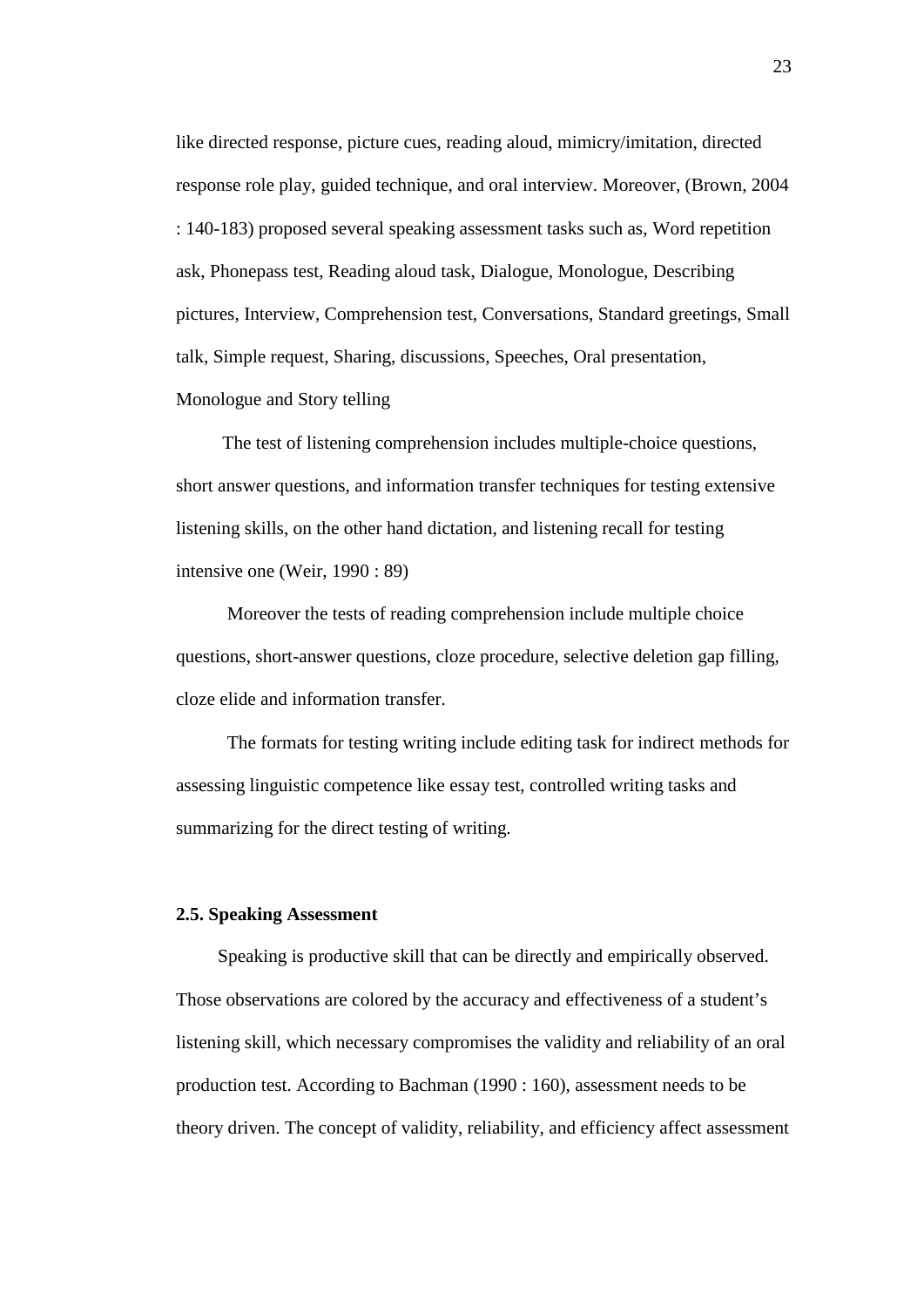like directed response, picture cues, reading aloud, mimicry/imitation, directed response role play, guided technique, and oral interview. Moreover, (Brown, 2004 : 140-183) proposed several speaking assessment tasks such as, Word repetition ask, Phonepass test, Reading aloud task, Dialogue, Monologue, Describing pictures, Interview, Comprehension test, Conversations, Standard greetings, Small talk, Simple request, Sharing, discussions, Speeches, Oral presentation, Monologue and Story telling

The test of listening comprehension includes multiple-choice questions, short answer questions, and information transfer techniques for testing extensive listening skills, on the other hand dictation, and listening recall for testing intensive one (Weir, 1990 : 89)

Moreover the tests of reading comprehension include multiple choice questions, short-answer questions, cloze procedure, selective deletion gap filling, cloze elide and information transfer.

The formats for testing writing include editing task for indirect methods for assessing linguistic competence like essay test, controlled writing tasks and summarizing for the direct testing of writing.

### 2.5. Speaking Assessment

Speaking is productive skill that can be directly and empirically observed. Those observations are colored by the accuracy and effectiveness of a student's listening skill, which necessary compromises the validity and reliability of an oral production test. According to Bachman (1990 : 160), assessment needs to be theory driven. The concept of validity, reliability, and efficiency affect assessment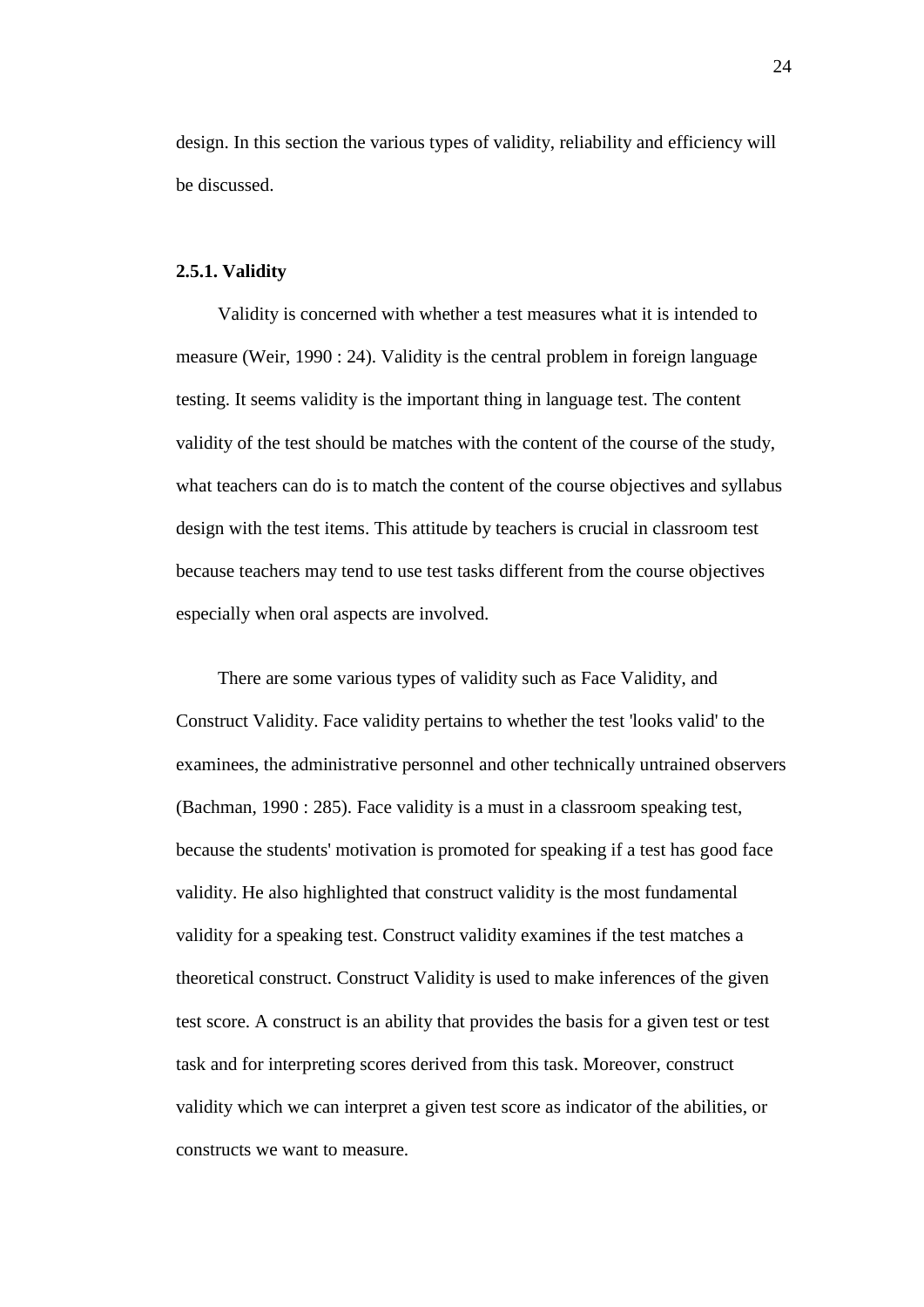design. In this section the various types of validity, reliability and efficiency will be discussed.

### 2.5.1. Validity

Validity is concerned with whether a test measures what it is intended to measure (Weir, 1990 : 24). Validity is the central problem in foreign language testing. It seems validity is the important thing in language test. The content validity of the test should be matches with the content of the course of the study, what teachers can do is to match the content of the course objectives and syllabus design with the test items. This attitude by teachers is crucial in classroom test because teachers may tend to use test tasks different from the course objectives especially when oral aspects are involved.

There are some various types of validity such as Face Validity, and Construct Validity. Face validity pertains to whether the test 'looks valid' to the examinees, the administrative personnel and other technically untrained observers (Bachman, 1990 : 285). Face validity is a must in a classroom speaking test, because the students' motivation is promoted for speaking if a test has good face validity. He also highlighted that construct validity is the most fundamental validity for a speaking test. Construct validity examines if the test matches a theoretical construct. Construct Validity is used to make inferences of the given test score. A construct is an ability that provides the basis for a given test or test task and for interpreting scores derived from this task. Moreover, construct validity which we can interpret a given test score as indicator of the abilities, or constructs we want to measure.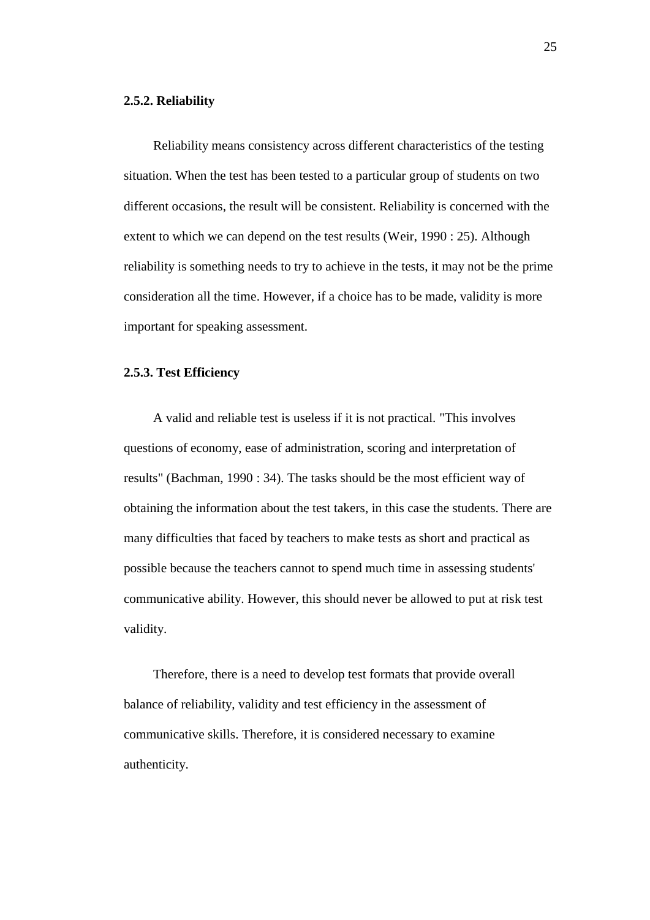### 2.5.2. Reliability

Reliability means consistency across different characteristics of the testing situation. When the test has been tested to a particular group of students on two different occasions, the result will be consistent. Reliability is concerned with the extent to which we can depend on the test results (Weir, 1990 : 25). Although reliability is something needs to try to achieve in the tests, it may not be the prime consideration all the time. However, if a choice has to be made, validity is more important for speaking assessment.

### 2.5.3. Test Efficiency

A valid and reliable test is useless if it is not practical. "This involves questions of economy, ease of administration, scoring and interpretation of results" (Bachman, 1990 : 34). The tasks should be the most efficient way of obtaining the information about the test takers, in this case the students. There are many difficulties that faced by teachers to make tests as short and practical as possible because the teachers cannot to spend much time in assessing students' communicative ability. However, this should never be allowed to put at risk test validity.

Therefore, there is a need to develop test formats that provide overall balance of reliability, validity and test efficiency in the assessment of communicative skills. Therefore, it is considered necessary to examine authenticity.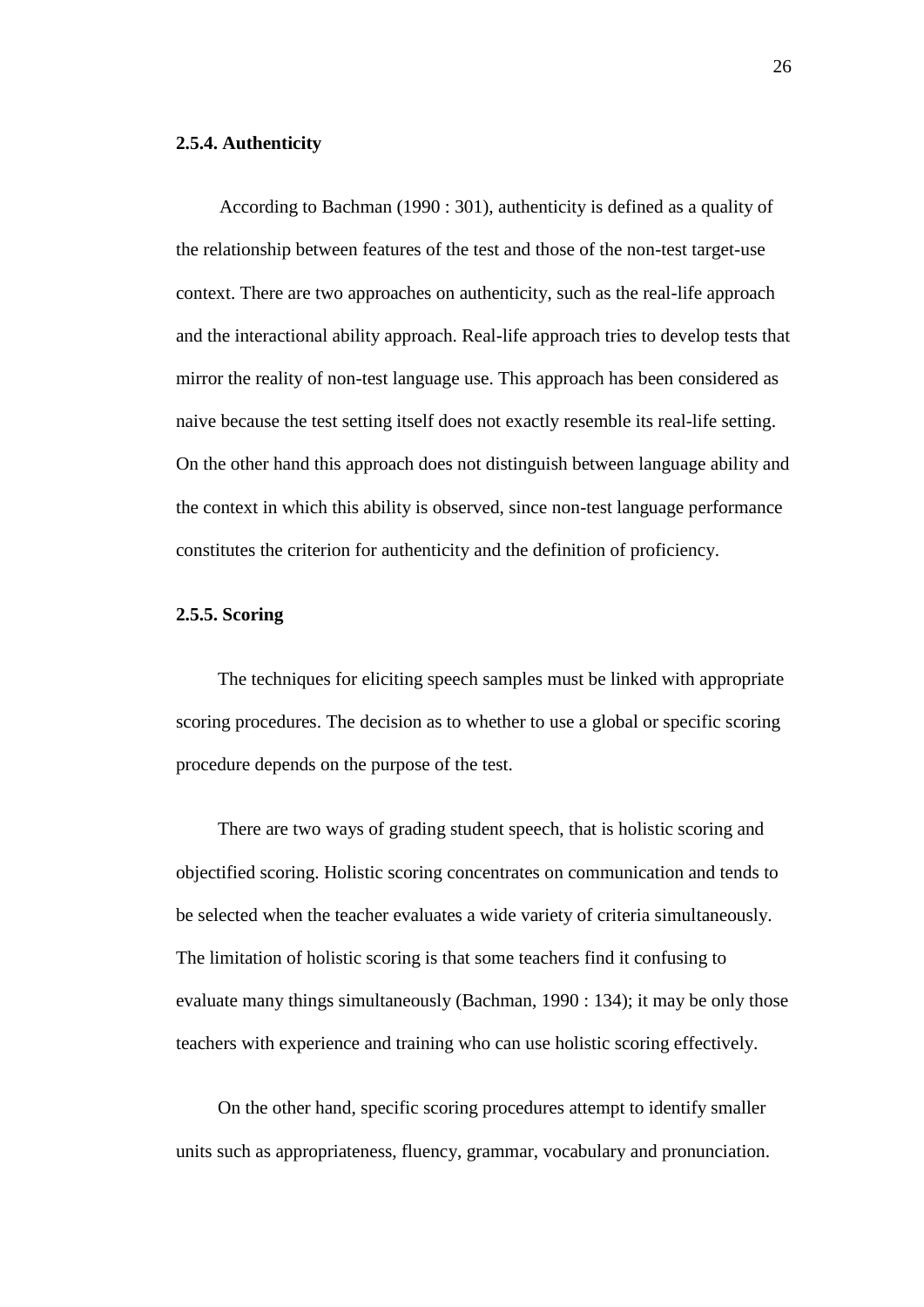### 2.5.4. Authenticity

According to Bachman (1990 : 301), authenticity is defined as a quality of the relationship between features of the test and those of the non-test target-use context. There are two approaches on authenticity, such as the real-life approach and the interactional ability approach. Real-life approach tries to develop tests that mirror the reality of non-test language use. This approach has been considered as naive because the test setting itself does not exactly resemble its real-life setting. On the other hand this approach does not distinguish between language ability and the context in which this ability is observed, since non-test language performance constitutes the criterion for authenticity and the definition of proficiency.

### 2.5.5. Scoring

The techniques for eliciting speech samples must be linked with appropriate scoring procedures. The decision as to whether to use a global or specific scoring procedure depends on the purpose of the test.

There are two ways of grading student speech, that is holistic scoring and objectified scoring. Holistic scoring concentrates on communication and tends to be selected when the teacher evaluates a wide variety of criteria simultaneously. The limitation of holistic scoring is that some teachers find it confusing to evaluate many things simultaneously (Bachman, 1990 : 134); it may be only those teachers with experience and training who can use holistic scoring effectively.

On the other hand, specific scoring procedures attempt to identify smaller units such as appropriateness, fluency, grammar, vocabulary and pronunciation.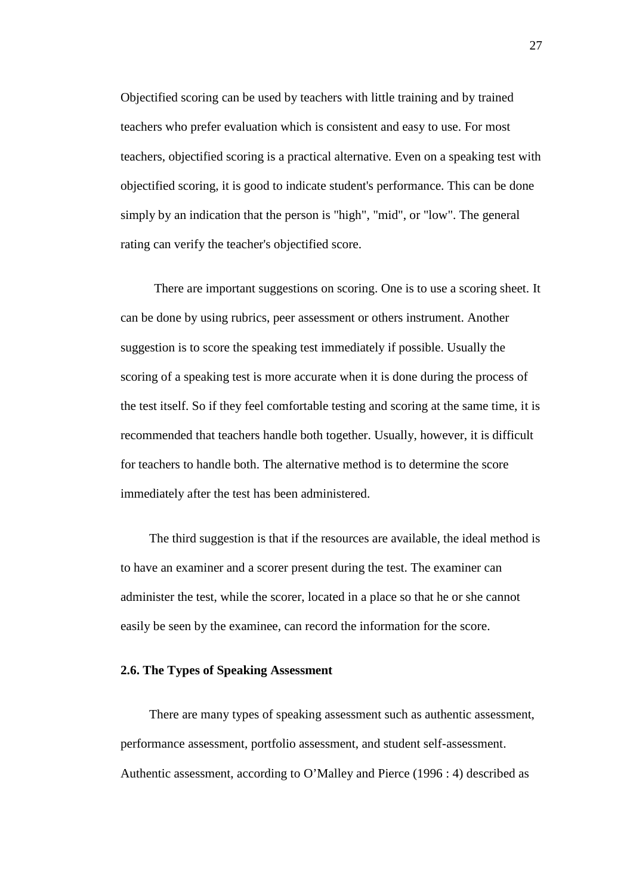Objectified scoring can be used by teachers with little training and by trained teachers who prefer evaluation which is consistent and easy to use. For most teachers, objectified scoring is a practical alternative. Even on a speaking test with objectified scoring, it is good to indicate student's performance. This can be done simply by an indication that the person is "high", "mid", or "low". The general rating can verify the teacher's objectified score.

There are important suggestions on scoring. One is to use a scoring sheet. It can be done by using rubrics, peer assessment or others instrument. Another suggestion is to score the speaking test immediately if possible. Usually the scoring of a speaking test is more accurate when it is done during the process of the test itself. So if they feel comfortable testing and scoring at the same time, it is recommended that teachers handle both together. Usually, however, it is difficult for teachers to handle both. The alternative method is to determine the score immediately after the test has been administered.

The third suggestion is that if the resources are available, the ideal method is to have an examiner and a scorer present during the test. The examiner can administer the test, while the scorer, located in a place so that he or she cannot easily be seen by the examinee, can record the information for the score.

### 2.6. The Types of Speaking Assessment

There are many types of speaking assessment such as authentic assessment, performance assessment, portfolio assessment, and student self-assessment. Authentic assessment, according to O'Malley and Pierce (1996 : 4) described as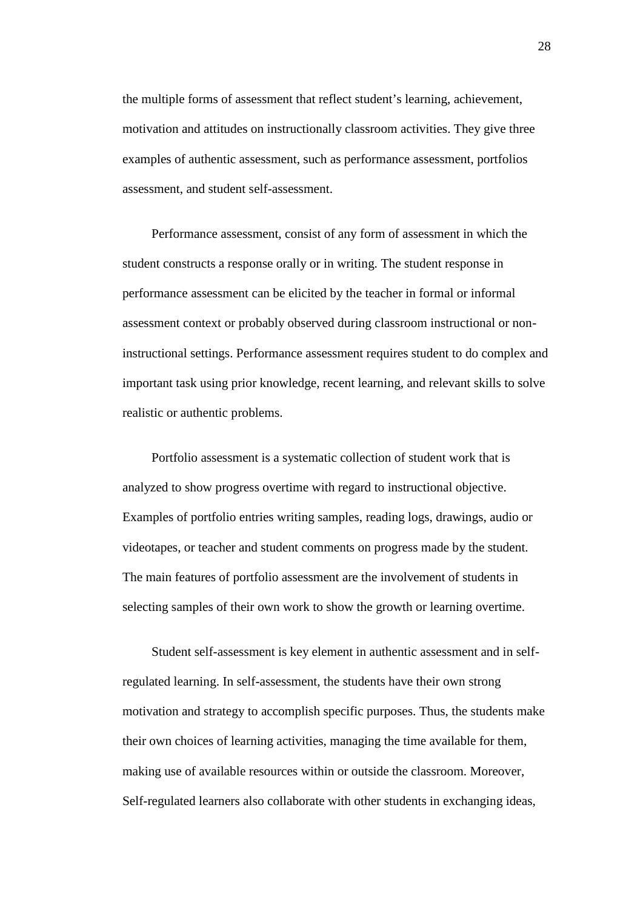the multiple forms of assessment that reflect student's learning, achievement, motivation and attitudes on instructionally classroom activities. They give three examples of authentic assessment, such as performance assessment, portfolios assessment, and student self-assessment.

Performance assessment, consist of any form of assessment in which the student constructs a response orally or in writing. The student response in performance assessment can be elicited by the teacher in formal or informal assessment context or probably observed during classroom instructional or non-instructional settings. Performance assessment requires student to do complex and important task using prior knowledge, recent learning, and relevant skills to solve realistic or authentic problems.

Portfolio assessment is a systematic collection of student work that is analyzed to show progress overtime with regard to instructional objective. Examples of portfolio entries writing samples, reading logs, drawings, audio or videotapes, or teacher and student comments on progress made by the student. The main features of portfolio assessment are the involvement of students in selecting samples of their own work to show the growth or learning overtime.

Student self-assessment is key element in authentic assessment and in self-regulated learning. In self-assessment, the students have their own strong motivation and strategy to accomplish specific purposes. Thus, the students make their own choices of learning activities, managing the time available for them, making use of available resources within or outside the classroom. Moreover, Self-regulated learners also collaborate with other students in exchanging ideas,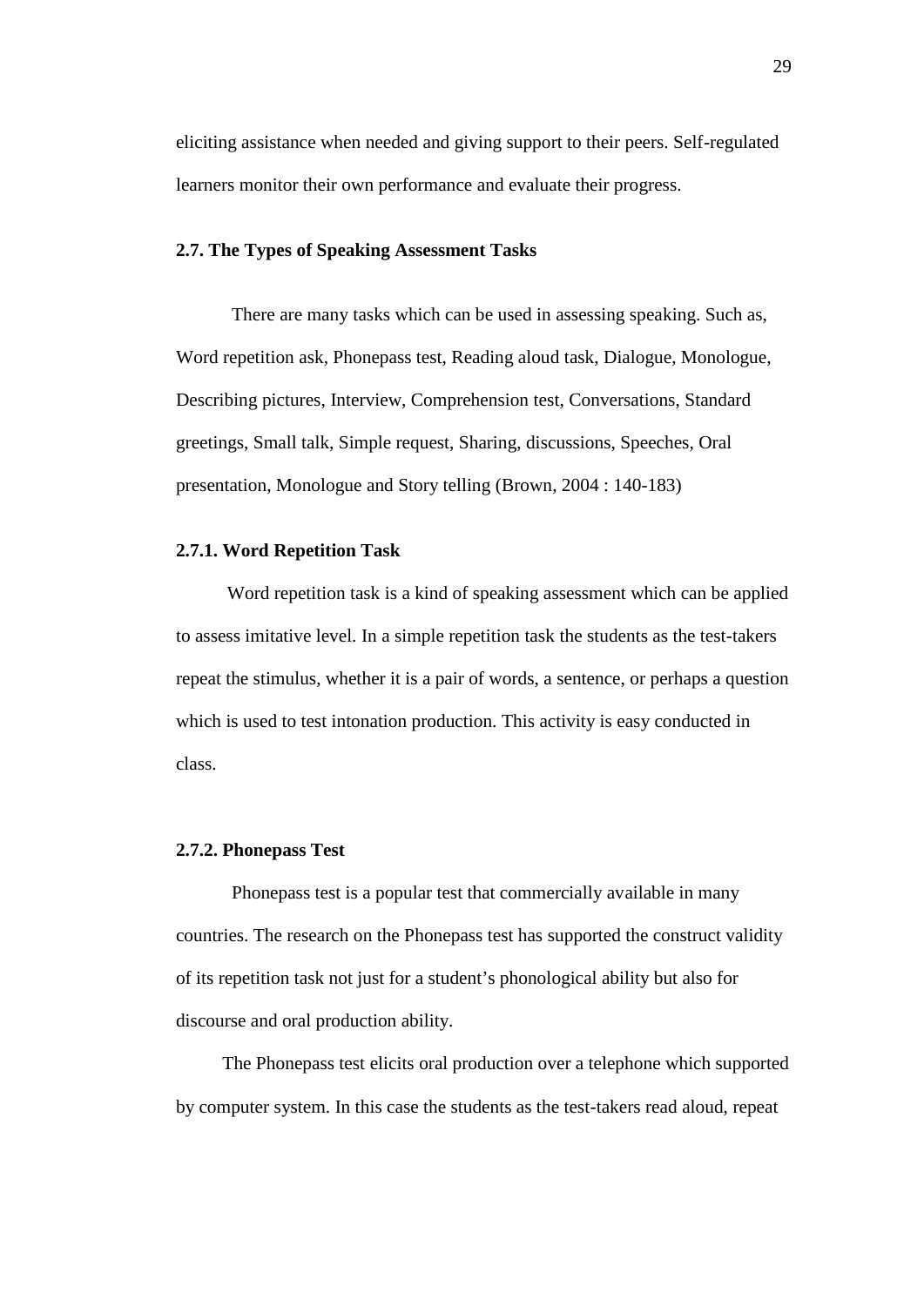eliciting assistance when needed and giving support to their peers. Self-regulated learners monitor their own performance and evaluate their progress.

### 2.7. The Types of Speaking Assessment Tasks

There are many tasks which can be used in assessing speaking. Such as, Word repetition ask, Phonepass test, Reading aloud task, Dialogue, Monologue, Describing pictures, Interview, Comprehension test, Conversations, Standard greetings, Small talk, Simple request, Sharing, discussions, Speeches, Oral presentation, Monologue and Story telling (Brown, 2004 : 140-183)

#### 2.7.1. Word Repetition Task

Word repetition task is a kind of speaking assessment which can be applied to assess imitative level. In a simple repetition task the students as the test-takers repeat the stimulus, whether it is a pair of words, a sentence, or perhaps a question which is used to test intonation production. This activity is easy conducted in class.

#### 2.7.2. Phonepass Test

Phonepass test is a popular test that commercially available in many countries. The research on the Phonepass test has supported the construct validity of its repetition task not just for a student's phonological ability but also for discourse and oral production ability.

The Phonepass test elicits oral production over a telephone which supported by computer system. In this case the students as the test-takers read aloud, repeat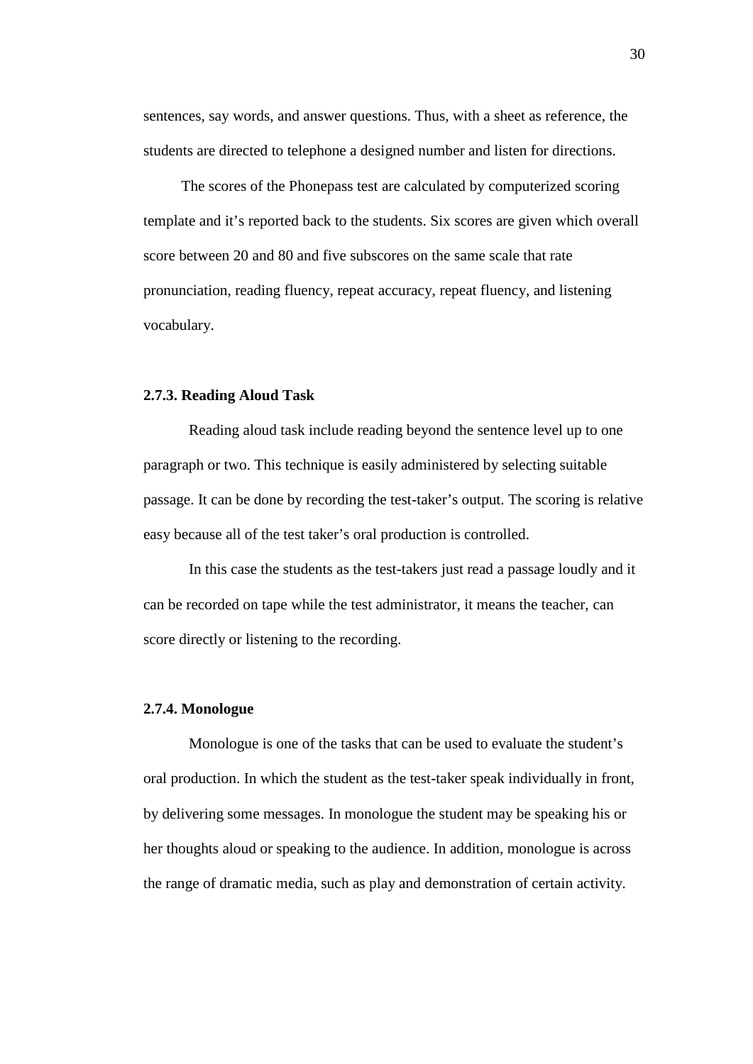sentences, say words, and answer questions. Thus, with a sheet as reference, the students are directed to telephone a designed number and listen for directions.

The scores of the Phonepass test are calculated by computerized scoring template and it's reported back to the students. Six scores are given which overall score between 20 and 80 and five subscores on the same scale that rate pronunciation, reading fluency, repeat accuracy, repeat fluency, and listening vocabulary.

### 2.7.3. Reading Aloud Task

Reading aloud task include reading beyond the sentence level up to one paragraph or two. This technique is easily administered by selecting suitable passage. It can be done by recording the test-taker's output. The scoring is relative easy because all of the test taker's oral production is controlled.

In this case the students as the test-takers just read a passage loudly and it can be recorded on tape while the test administrator, it means the teacher, can score directly or listening to the recording.

### 2.7.4. Monologue

Monologue is one of the tasks that can be used to evaluate the student's oral production. In which the student as the test-taker speak individually in front, by delivering some messages. In monologue the student may be speaking his or her thoughts aloud or speaking to the audience. In addition, monologue is across the range of dramatic media, such as play and demonstration of certain activity.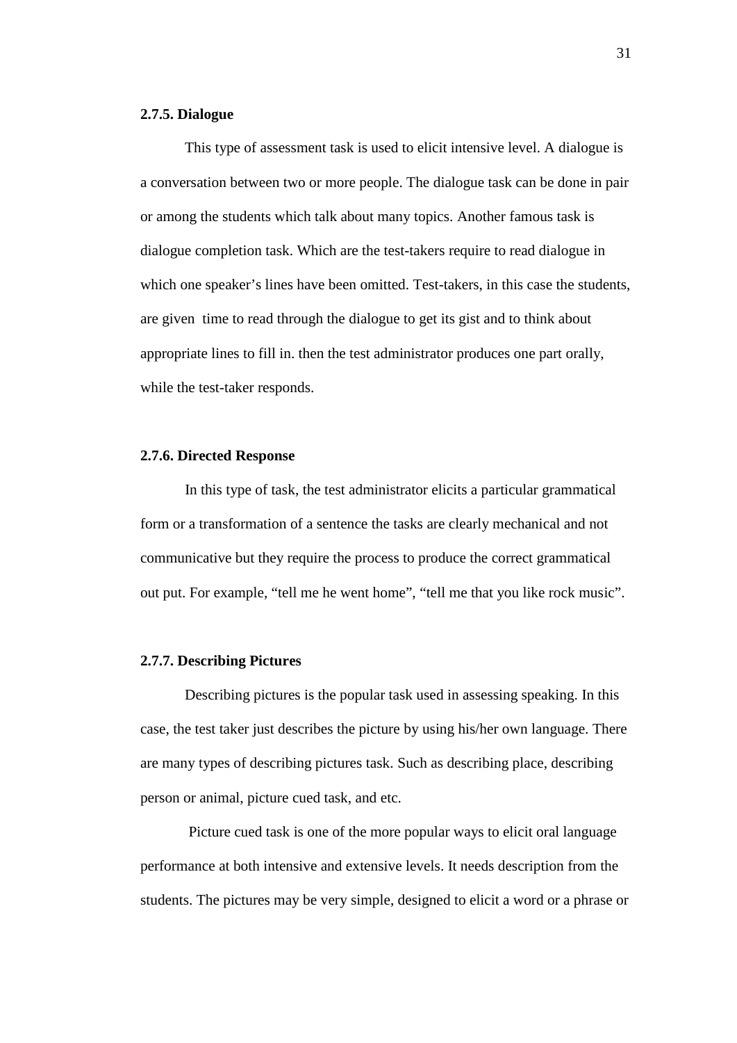### 2.7.5. Dialogue

This type of assessment task is used to elicit intensive level. A dialogue is a conversation between two or more people. The dialogue task can be done in pair or among the students which talk about many topics. Another famous task is dialogue completion task. Which are the test-takers require to read dialogue in which one speaker's lines have been omitted. Test-takers, in this case the students, are given time to read through the dialogue to get its gist and to think about appropriate lines to fill in. then the test administrator produces one part orally, while the test-taker responds.

### 2.7.6. Directed Response

In this type of task, the test administrator elicits a particular grammatical form or a transformation of a sentence the tasks are clearly mechanical and not communicative but they require the process to produce the correct grammatical out put. For example, "tell me he went home", "tell me that you like rock music".

### 2.7.7. Describing Pictures

Describing pictures is the popular task used in assessing speaking. In this case, the test taker just describes the picture by using his/her own language. There are many types of describing pictures task. Such as describing place, describing person or animal, picture cued task, and etc.

Picture cued task is one of the more popular ways to elicit oral language performance at both intensive and extensive levels. It needs description from the students. The pictures may be very simple, designed to elicit a word or a phrase or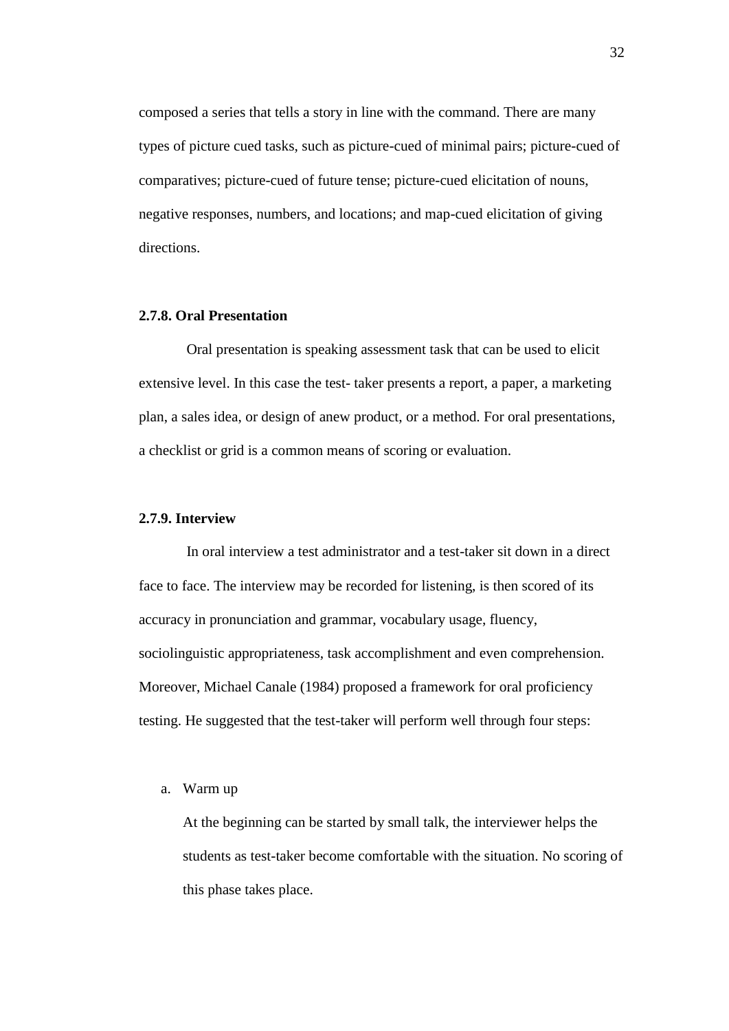composed a series that tells a story in line with the command. There are many types of picture cued tasks, such as picture-cued of minimal pairs; picture-cued of comparatives; picture-cued of future tense; picture-cued elicitation of nouns, negative responses, numbers, and locations; and map-cued elicitation of giving directions.

### 2.7.8. Oral Presentation

Oral presentation is speaking assessment task that can be used to elicit extensive level. In this case the test- taker presents a report, a paper, a marketing plan, a sales idea, or design of anew product, or a method. For oral presentations, a checklist or grid is a common means of scoring or evaluation.

### 2.7.9. Interview

In oral interview a test administrator and a test-taker sit down in a direct face to face. The interview may be recorded for listening, is then scored of its accuracy in pronunciation and grammar, vocabulary usage, fluency, sociolinguistic appropriateness, task accomplishment and even comprehension. Moreover, Michael Canale (1984) proposed a framework for oral proficiency testing. He suggested that the test-taker will perform well through four steps:

a. Warm up

   At the beginning can be started by small talk, the interviewer helps the students as test-taker become comfortable with the situation. No scoring of this phase takes place.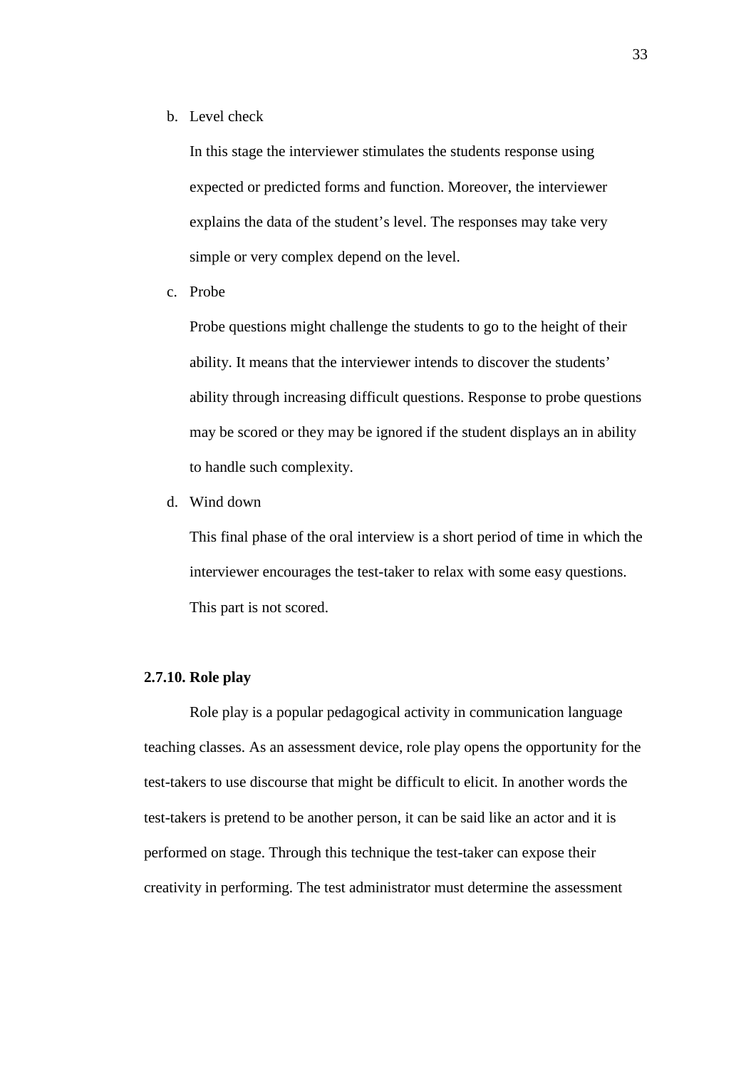b. Level check

   In this stage the interviewer stimulates the students response using expected or predicted forms and function. Moreover, the interviewer explains the data of the student's level. The responses may take very simple or very complex depend on the level.

c. Probe

   Probe questions might challenge the students to go to the height of their ability. It means that the interviewer intends to discover the students' ability through increasing difficult questions. Response to probe questions may be scored or they may be ignored if the student displays an in ability to handle such complexity.

d. Wind down

   This final phase of the oral interview is a short period of time in which the interviewer encourages the test-taker to relax with some easy questions. This part is not scored.

**2.7.10. Role play**

Role play is a popular pedagogical activity in communication language teaching classes. As an assessment device, role play opens the opportunity for the test-takers to use discourse that might be difficult to elicit. In another words the test-takers is pretend to be another person, it can be said like an actor and it is performed on stage. Through this technique the test-taker can expose their creativity in performing. The test administrator must determine the assessment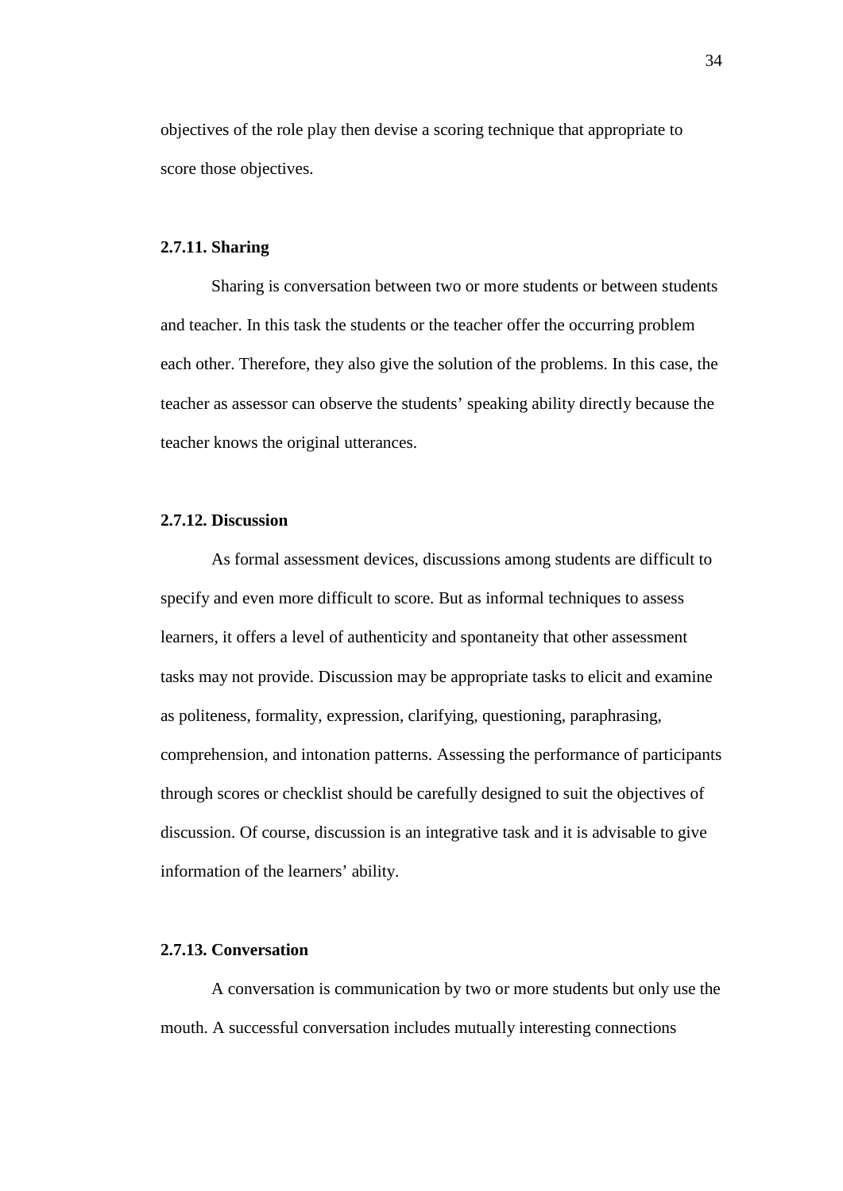objectives of the role play then devise a scoring technique that appropriate to score those objectives.

### 2.7.11. Sharing

Sharing is conversation between two or more students or between students and teacher. In this task the students or the teacher offer the occurring problem each other. Therefore, they also give the solution of the problems. In this case, the teacher as assessor can observe the students' speaking ability directly because the teacher knows the original utterances.

### 2.7.12. Discussion

As formal assessment devices, discussions among students are difficult to specify and even more difficult to score. But as informal techniques to assess learners, it offers a level of authenticity and spontaneity that other assessment tasks may not provide. Discussion may be appropriate tasks to elicit and examine as politeness, formality, expression, clarifying, questioning, paraphrasing, comprehension, and intonation patterns. Assessing the performance of participants through scores or checklist should be carefully designed to suit the objectives of discussion. Of course, discussion is an integrative task and it is advisable to give information of the learners' ability.

### 2.7.13. Conversation

A conversation is communication by two or more students but only use the mouth. A successful conversation includes mutually interesting connections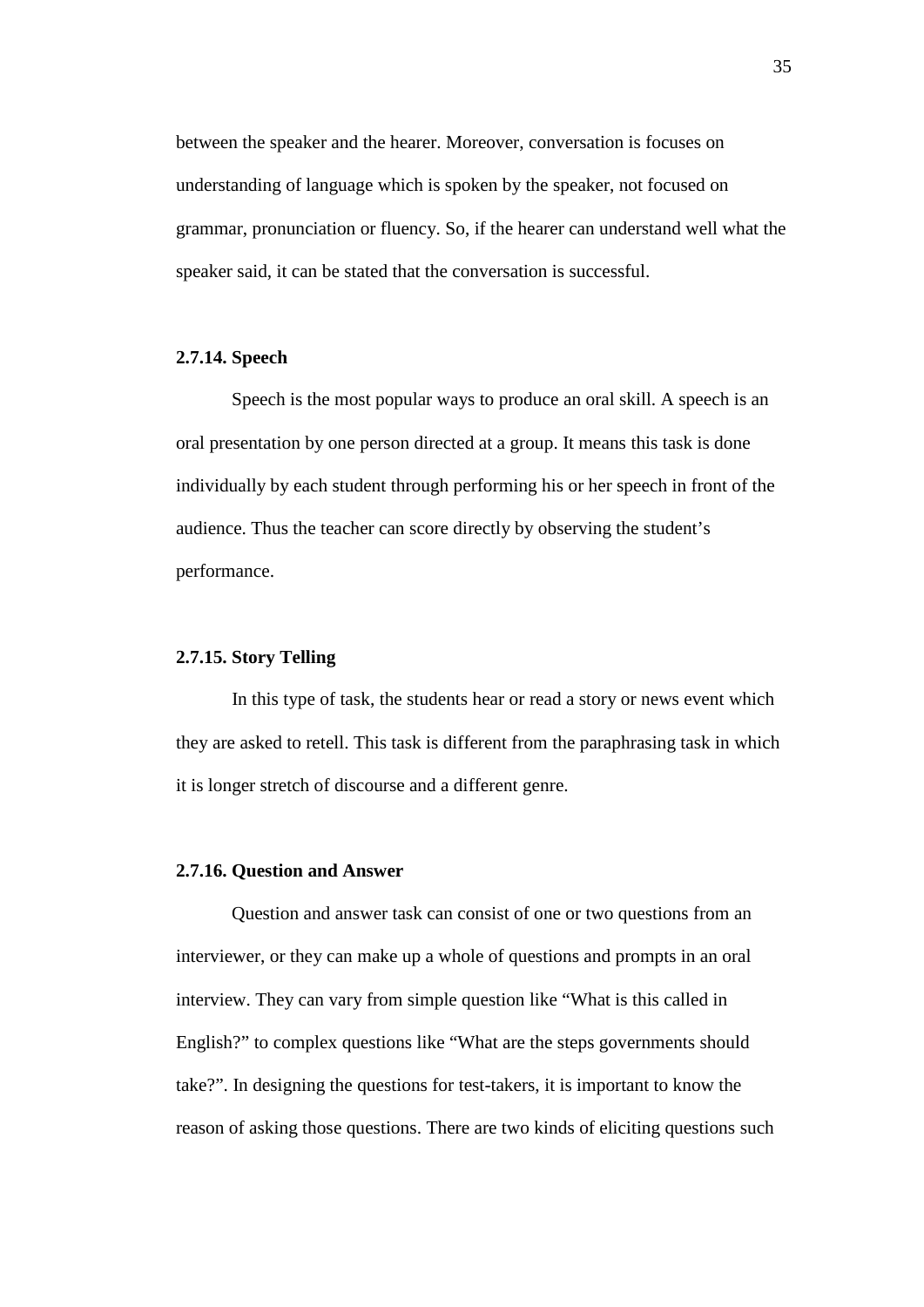between the speaker and the hearer. Moreover, conversation is focuses on understanding of language which is spoken by the speaker, not focused on grammar, pronunciation or fluency. So, if the hearer can understand well what the speaker said, it can be stated that the conversation is successful.

### 2.7.14. Speech

Speech is the most popular ways to produce an oral skill. A speech is an oral presentation by one person directed at a group. It means this task is done individually by each student through performing his or her speech in front of the audience. Thus the teacher can score directly by observing the student's performance.

### 2.7.15. Story Telling

In this type of task, the students hear or read a story or news event which they are asked to retell. This task is different from the paraphrasing task in which it is longer stretch of discourse and a different genre.

### 2.7.16. Question and Answer

Question and answer task can consist of one or two questions from an interviewer, or they can make up a whole of questions and prompts in an oral interview. They can vary from simple question like "What is this called in English?" to complex questions like "What are the steps governments should take?". In designing the questions for test-takers, it is important to know the reason of asking those questions. There are two kinds of eliciting questions such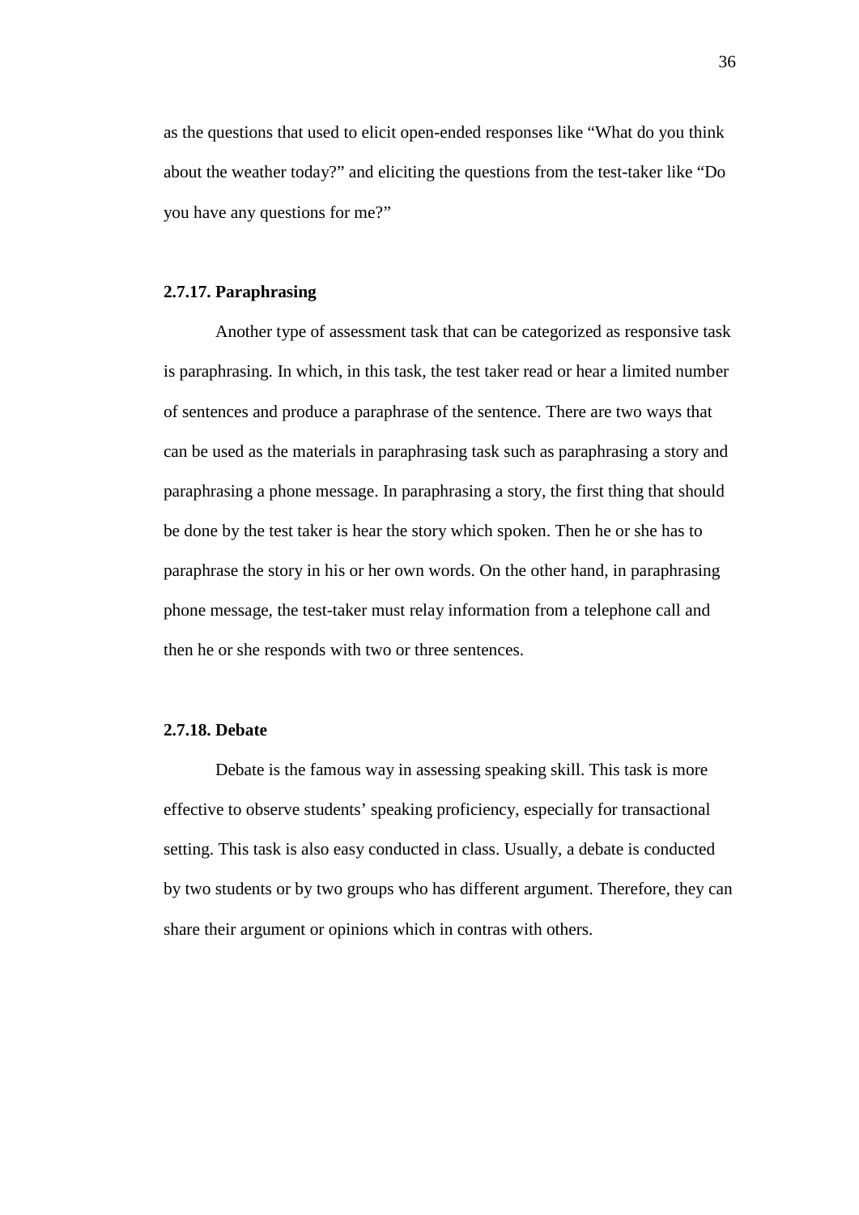as the questions that used to elicit open-ended responses like "What do you think about the weather today?" and eliciting the questions from the test-taker like "Do you have any questions for me?"

### 2.7.17. Paraphrasing

Another type of assessment task that can be categorized as responsive task is paraphrasing. In which, in this task, the test taker read or hear a limited number of sentences and produce a paraphrase of the sentence. There are two ways that can be used as the materials in paraphrasing task such as paraphrasing a story and paraphrasing a phone message. In paraphrasing a story, the first thing that should be done by the test taker is hear the story which spoken. Then he or she has to paraphrase the story in his or her own words. On the other hand, in paraphrasing phone message, the test-taker must relay information from a telephone call and then he or she responds with two or three sentences.

### 2.7.18. Debate

Debate is the famous way in assessing speaking skill. This task is more effective to observe students' speaking proficiency, especially for transactional setting. This task is also easy conducted in class. Usually, a debate is conducted by two students or by two groups who has different argument. Therefore, they can share their argument or opinions which in contras with others.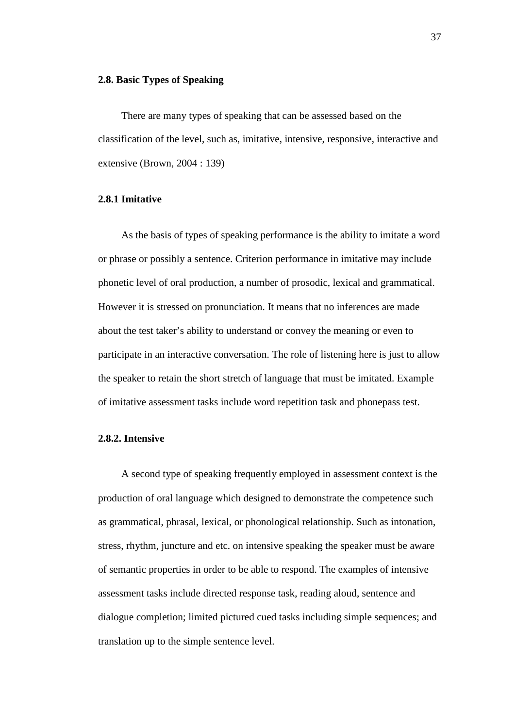### 2.8. Basic Types of Speaking

There are many types of speaking that can be assessed based on the classification of the level, such as, imitative, intensive, responsive, interactive and extensive (Brown, 2004 : 139)

#### 2.8.1 Imitative

As the basis of types of speaking performance is the ability to imitate a word or phrase or possibly a sentence. Criterion performance in imitative may include phonetic level of oral production, a number of prosodic, lexical and grammatical. However it is stressed on pronunciation. It means that no inferences are made about the test taker's ability to understand or convey the meaning or even to participate in an interactive conversation. The role of listening here is just to allow the speaker to retain the short stretch of language that must be imitated. Example of imitative assessment tasks include word repetition task and phonepass test.

#### 2.8.2. Intensive

A second type of speaking frequently employed in assessment context is the production of oral language which designed to demonstrate the competence such as grammatical, phrasal, lexical, or phonological relationship. Such as intonation, stress, rhythm, juncture and etc. on intensive speaking the speaker must be aware of semantic properties in order to be able to respond. The examples of intensive assessment tasks include directed response task, reading aloud, sentence and dialogue completion; limited pictured cued tasks including simple sequences; and translation up to the simple sentence level.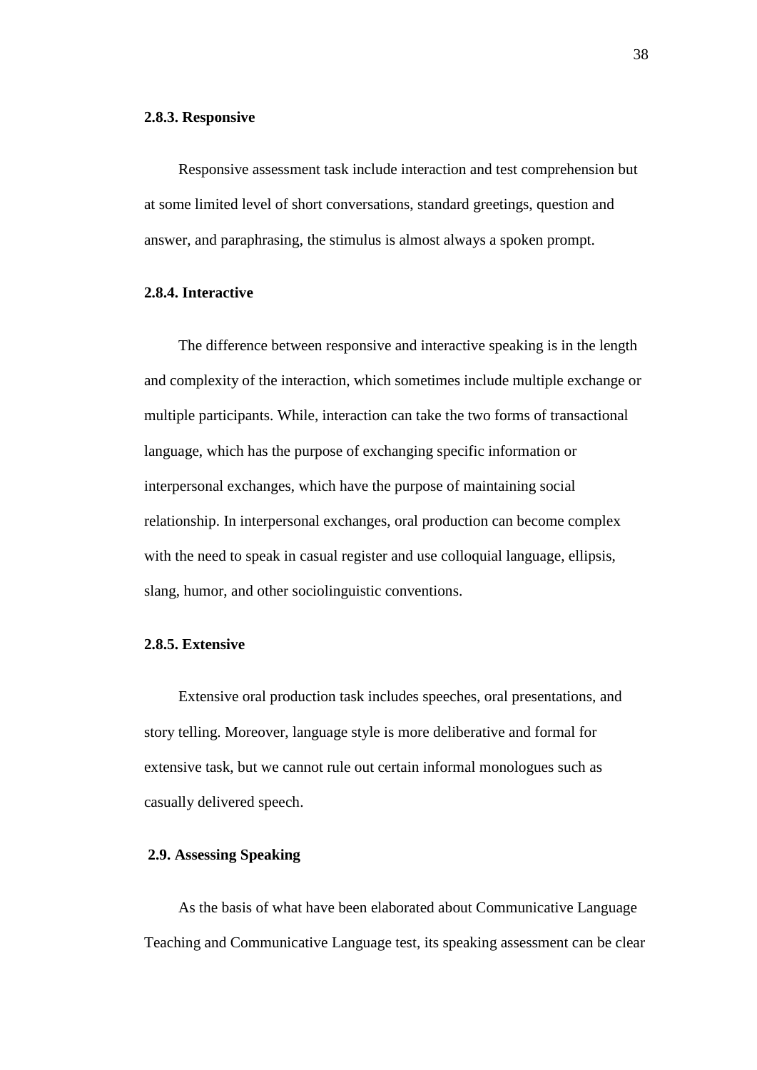### 2.8.3. Responsive

Responsive assessment task include interaction and test comprehension but at some limited level of short conversations, standard greetings, question and answer, and paraphrasing, the stimulus is almost always a spoken prompt.

### 2.8.4. Interactive

The difference between responsive and interactive speaking is in the length and complexity of the interaction, which sometimes include multiple exchange or multiple participants. While, interaction can take the two forms of transactional language, which has the purpose of exchanging specific information or interpersonal exchanges, which have the purpose of maintaining social relationship. In interpersonal exchanges, oral production can become complex with the need to speak in casual register and use colloquial language, ellipsis, slang, humor, and other sociolinguistic conventions.

### 2.8.5. Extensive

Extensive oral production task includes speeches, oral presentations, and story telling. Moreover, language style is more deliberative and formal for extensive task, but we cannot rule out certain informal monologues such as casually delivered speech.

## 2.9. Assessing Speaking

As the basis of what have been elaborated about Communicative Language Teaching and Communicative Language test, its speaking assessment can be clear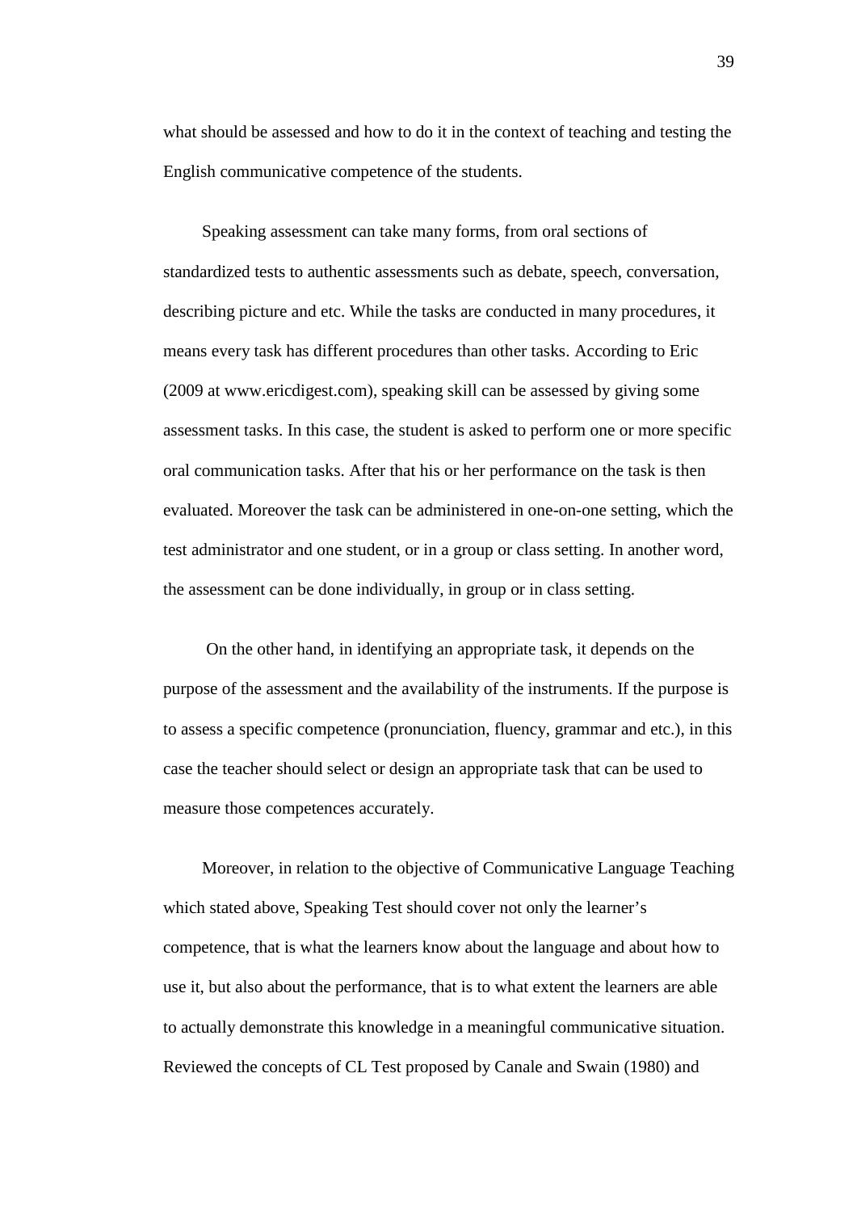what should be assessed and how to do it in the context of teaching and testing the English communicative competence of the students.

Speaking assessment can take many forms, from oral sections of standardized tests to authentic assessments such as debate, speech, conversation, describing picture and etc. While the tasks are conducted in many procedures, it means every task has different procedures than other tasks. According to Eric (2009 at www.ericdigest.com), speaking skill can be assessed by giving some assessment tasks. In this case, the student is asked to perform one or more specific oral communication tasks. After that his or her performance on the task is then evaluated. Moreover the task can be administered in one-on-one setting, which the test administrator and one student, or in a group or class setting. In another word, the assessment can be done individually, in group or in class setting.

On the other hand, in identifying an appropriate task, it depends on the purpose of the assessment and the availability of the instruments. If the purpose is to assess a specific competence (pronunciation, fluency, grammar and etc.), in this case the teacher should select or design an appropriate task that can be used to measure those competences accurately.

Moreover, in relation to the objective of Communicative Language Teaching which stated above, Speaking Test should cover not only the learner's competence, that is what the learners know about the language and about how to use it, but also about the performance, that is to what extent the learners are able to actually demonstrate this knowledge in a meaningful communicative situation. Reviewed the concepts of CL Test proposed by Canale and Swain (1980) and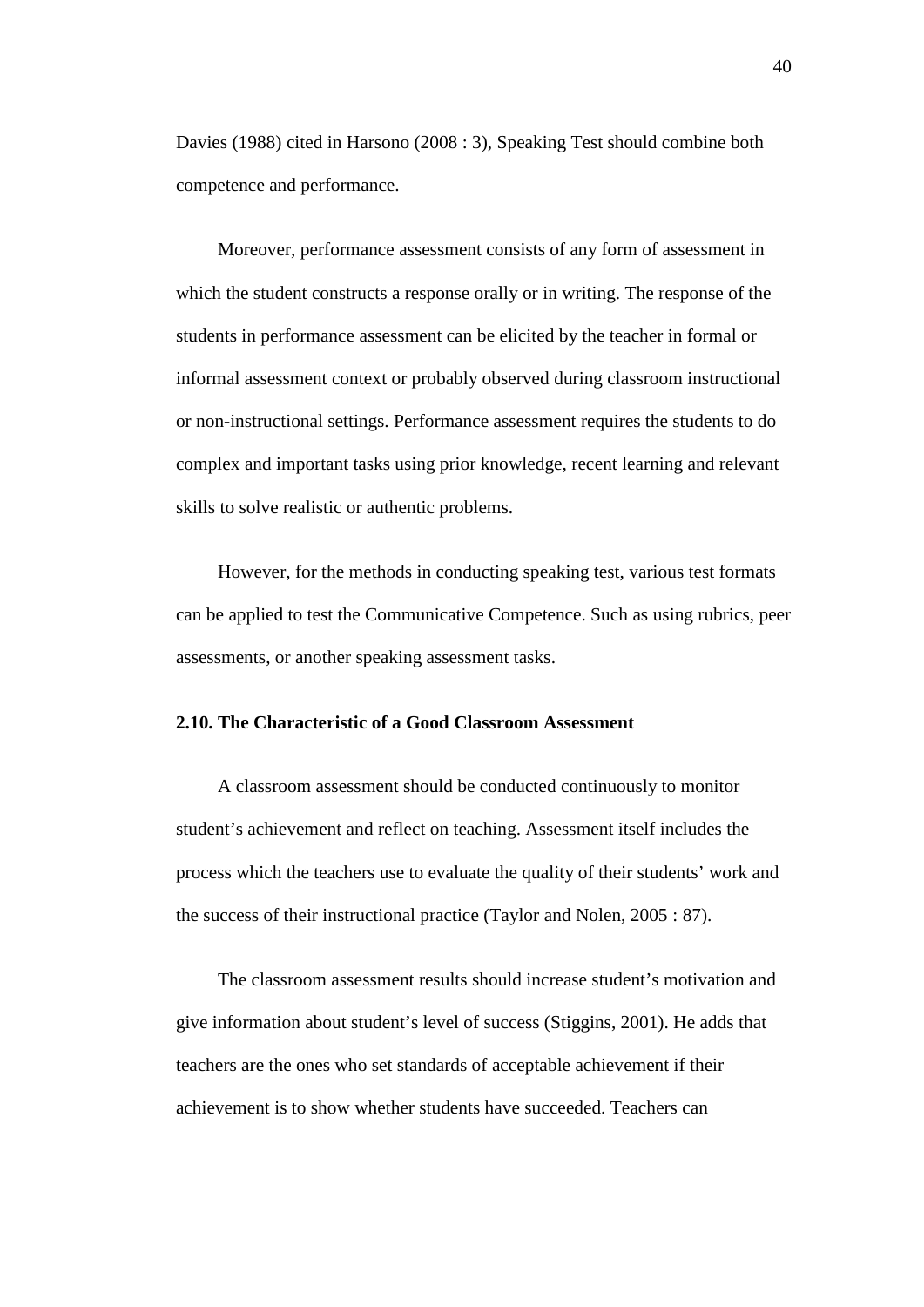Davies (1988) cited in Harsono (2008 : 3), Speaking Test should combine both competence and performance.

Moreover, performance assessment consists of any form of assessment in which the student constructs a response orally or in writing. The response of the students in performance assessment can be elicited by the teacher in formal or informal assessment context or probably observed during classroom instructional or non-instructional settings. Performance assessment requires the students to do complex and important tasks using prior knowledge, recent learning and relevant skills to solve realistic or authentic problems.

However, for the methods in conducting speaking test, various test formats can be applied to test the Communicative Competence. Such as using rubrics, peer assessments, or another speaking assessment tasks.

**2.10. The Characteristic of a Good Classroom Assessment**

A classroom assessment should be conducted continuously to monitor student's achievement and reflect on teaching. Assessment itself includes the process which the teachers use to evaluate the quality of their students' work and the success of their instructional practice (Taylor and Nolen, 2005 : 87).

The classroom assessment results should increase student's motivation and give information about student's level of success (Stiggins, 2001). He adds that teachers are the ones who set standards of acceptable achievement if their achievement is to show whether students have succeeded. Teachers can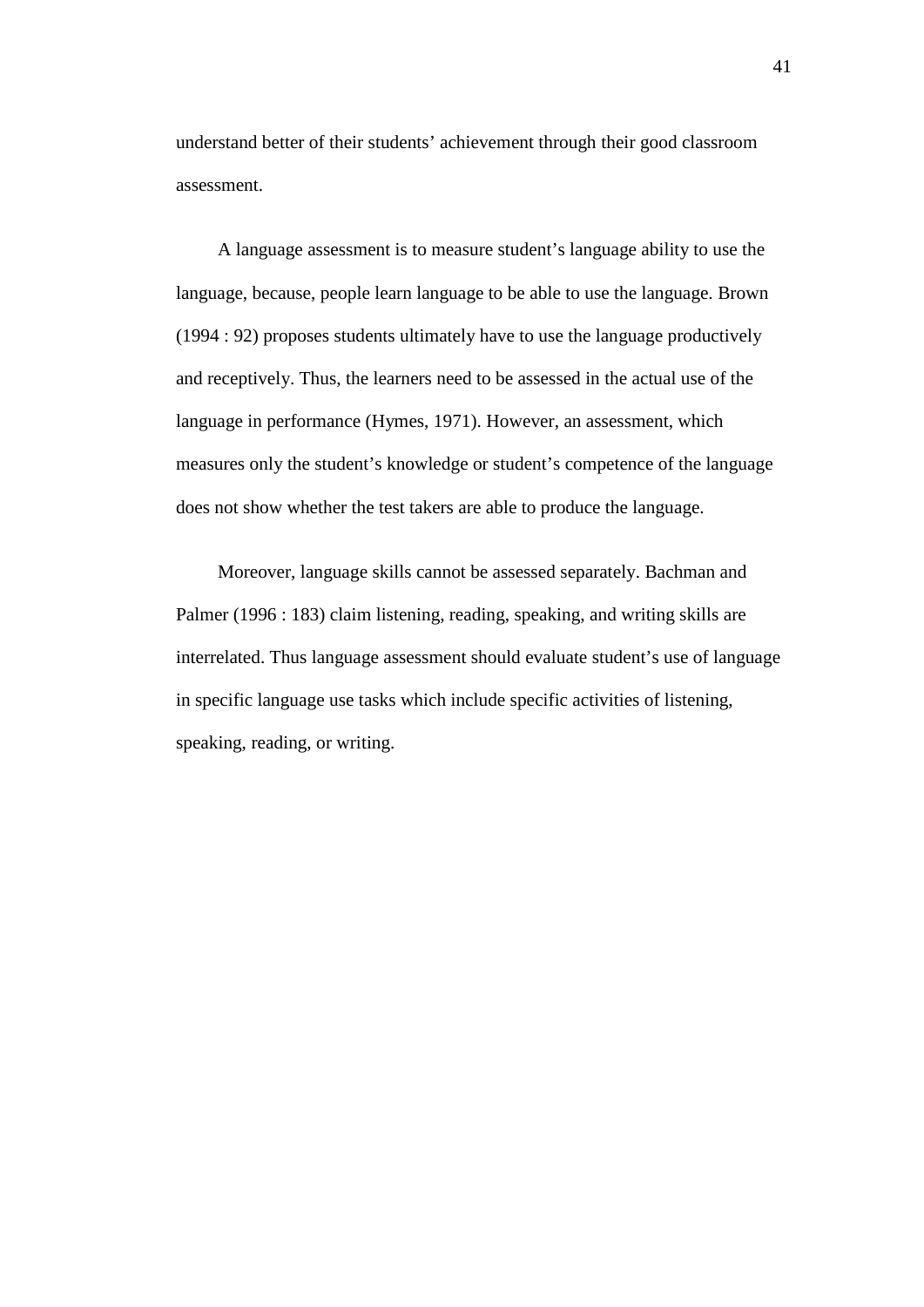understand better of their students' achievement through their good classroom assessment.

A language assessment is to measure student's language ability to use the language, because, people learn language to be able to use the language. Brown (1994 : 92) proposes students ultimately have to use the language productively and receptively. Thus, the learners need to be assessed in the actual use of the language in performance (Hymes, 1971). However, an assessment, which measures only the student's knowledge or student's competence of the language does not show whether the test takers are able to produce the language.

Moreover, language skills cannot be assessed separately. Bachman and Palmer (1996 : 183) claim listening, reading, speaking, and writing skills are interrelated. Thus language assessment should evaluate student's use of language in specific language use tasks which include specific activities of listening, speaking, reading, or writing.